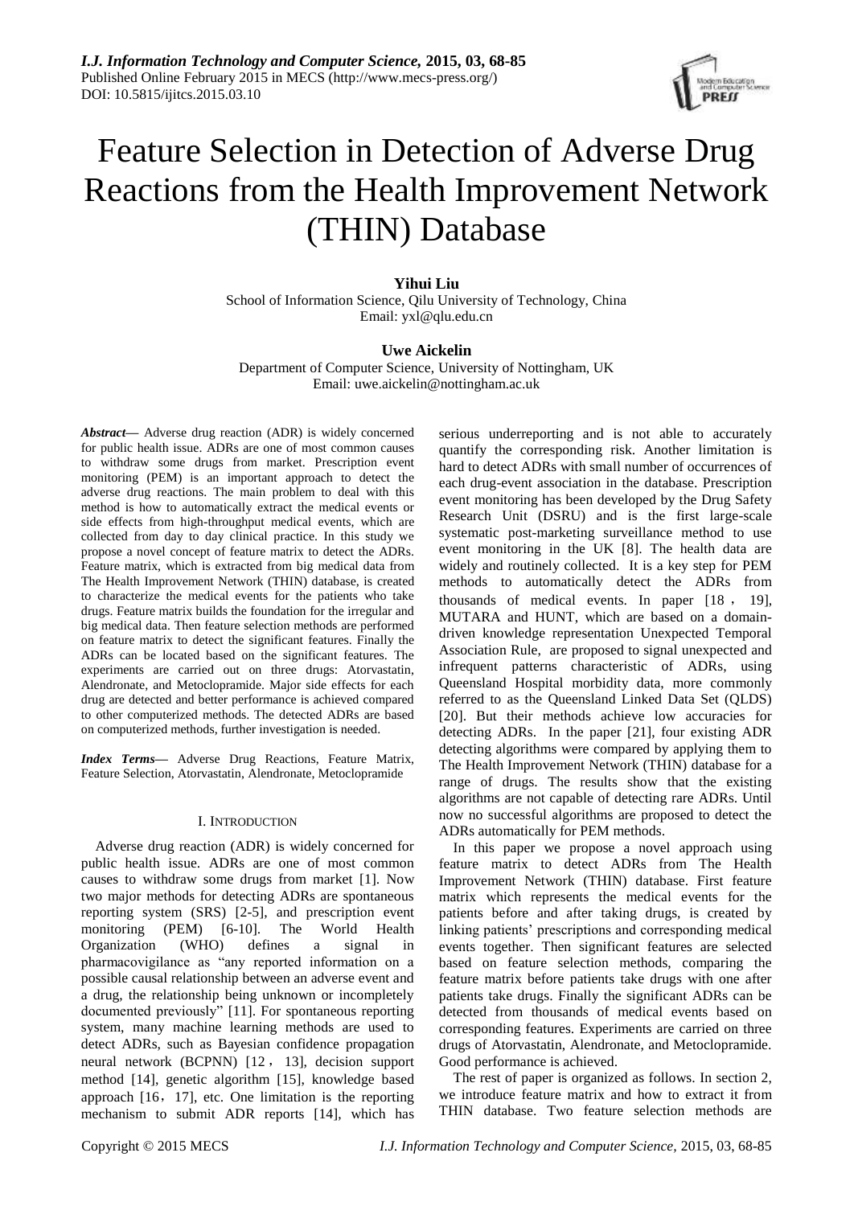# Feature Selection in Detection of Adverse Drug Reactions from the Health Improvement Network (THIN) Database

**Yihui Liu**
School of Information Science, Qilu University of Technology, China
Email: yxl@qlu.edu.cn

**Uwe Aickelin**
Department of Computer Science, University of Nottingham, UK
Email: uwe.aickelin@nottingham.ac.uk

***Abstract*—** Adverse drug reaction (ADR) is widely concerned for public health issue. ADRs are one of most common causes to withdraw some drugs from market. Prescription event monitoring (PEM) is an important approach to detect the adverse drug reactions. The main problem to deal with this method is how to automatically extract the medical events or side effects from high-throughput medical events, which are collected from day to day clinical practice. In this study we propose a novel concept of feature matrix to detect the ADRs. Feature matrix, which is extracted from big medical data from The Health Improvement Network (THIN) database, is created to characterize the medical events for the patients who take drugs. Feature matrix builds the foundation for the irregular and big medical data. Then feature selection methods are performed on feature matrix to detect the significant features. Finally the ADRs can be located based on the significant features. The experiments are carried out on three drugs: Atorvastatin, Alendronate, and Metoclopramide. Major side effects for each drug are detected and better performance is achieved compared to other computerized methods. The detected ADRs are based on computerized methods, further investigation is needed.

***Index Terms*—** Adverse Drug Reactions, Feature Matrix, Feature Selection, Atorvastatin, Alendronate, Metoclopramide

## I. Introduction

Adverse drug reaction (ADR) is widely concerned for public health issue. ADRs are one of most common causes to withdraw some drugs from market [1]. Now two major methods for detecting ADRs are spontaneous reporting system (SRS) [2-5], and prescription event monitoring (PEM) [6-10]. The World Health Organization (WHO) defines a signal in pharmacovigilance as "any reported information on a possible causal relationship between an adverse event and a drug, the relationship being unknown or incompletely documented previously" [11]. For spontaneous reporting system, many machine learning methods are used to detect ADRs, such as Bayesian confidence propagation neural network (BCPNN) [12，13], decision support method [14], genetic algorithm [15], knowledge based approach [16，17], etc. One limitation is the reporting mechanism to submit ADR reports [14], which has serious underreporting and is not able to accurately quantify the corresponding risk. Another limitation is hard to detect ADRs with small number of occurrences of each drug-event association in the database. Prescription event monitoring has been developed by the Drug Safety Research Unit (DSRU) and is the first large-scale systematic post-marketing surveillance method to use event monitoring in the UK [8]. The health data are widely and routinely collected. It is a key step for PEM methods to automatically detect the ADRs from thousands of medical events. In paper [18，19], MUTARA and HUNT, which are based on a domain-driven knowledge representation Unexpected Temporal Association Rule, are proposed to signal unexpected and infrequent patterns characteristic of ADRs, using Queensland Hospital morbidity data, more commonly referred to as the Queensland Linked Data Set (QLDS) [20]. But their methods achieve low accuracies for detecting ADRs. In the paper [21], four existing ADR detecting algorithms were compared by applying them to The Health Improvement Network (THIN) database for a range of drugs. The results show that the existing algorithms are not capable of detecting rare ADRs. Until now no successful algorithms are proposed to detect the ADRs automatically for PEM methods.

In this paper we propose a novel approach using feature matrix to detect ADRs from The Health Improvement Network (THIN) database. First feature matrix which represents the medical events for the patients before and after taking drugs, is created by linking patients' prescriptions and corresponding medical events together. Then significant features are selected based on feature selection methods, comparing the feature matrix before patients take drugs with one after patients take drugs. Finally the significant ADRs can be detected from thousands of medical events based on corresponding features. Experiments are carried on three drugs of Atorvastatin, Alendronate, and Metoclopramide. Good performance is achieved.

The rest of paper is organized as follows. In section 2, we introduce feature matrix and how to extract it from THIN database. Two feature selection methods are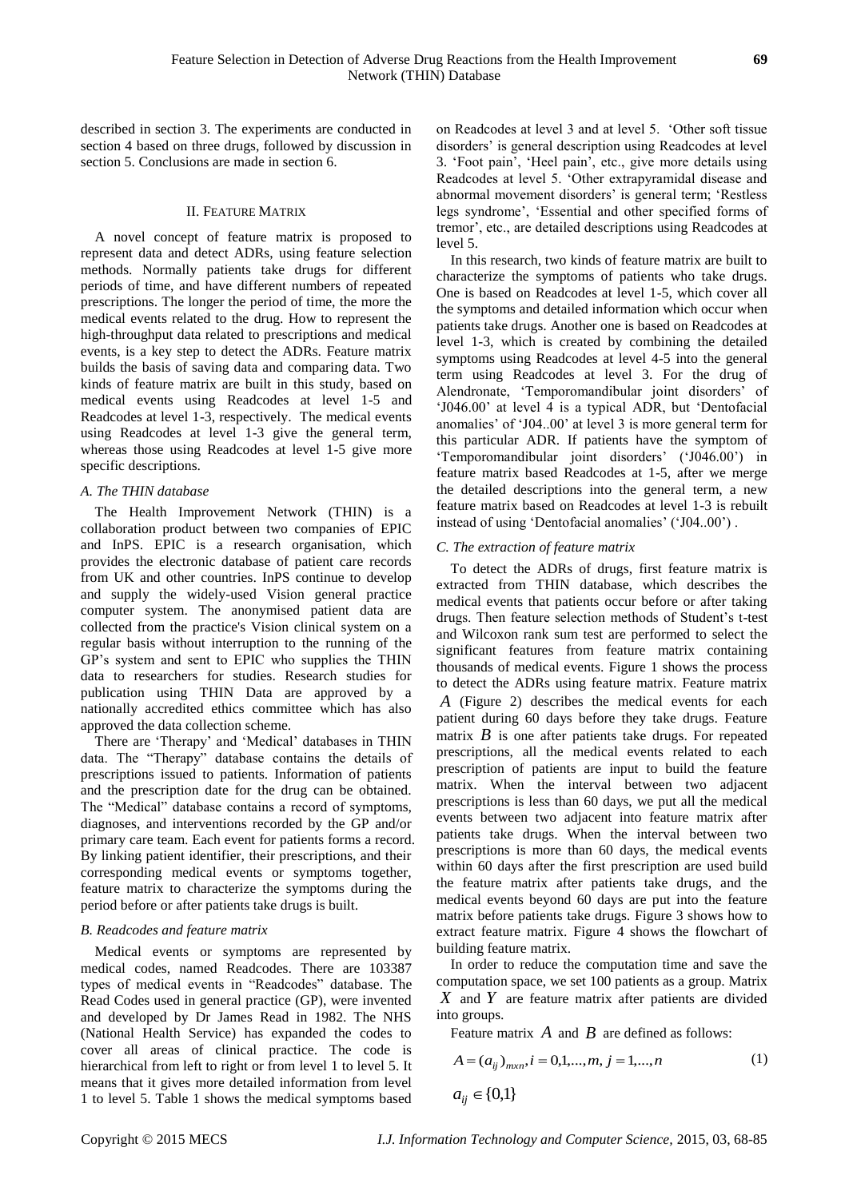described in section 3. The experiments are conducted in section 4 based on three drugs, followed by discussion in section 5. Conclusions are made in section 6.

## II. Feature Matrix

A novel concept of feature matrix is proposed to represent data and detect ADRs, using feature selection methods. Normally patients take drugs for different periods of time, and have different numbers of repeated prescriptions. The longer the period of time, the more the medical events related to the drug. How to represent the high-throughput data related to prescriptions and medical events, is a key step to detect the ADRs. Feature matrix builds the basis of saving data and comparing data. Two kinds of feature matrix are built in this study, based on medical events using Readcodes at level 1-5 and Readcodes at level 1-3, respectively. The medical events using Readcodes at level 1-3 give the general term, whereas those using Readcodes at level 1-5 give more specific descriptions.

### *A. The THIN database*

The Health Improvement Network (THIN) is a collaboration product between two companies of EPIC and InPS. EPIC is a research organisation, which provides the electronic database of patient care records from UK and other countries. InPS continue to develop and supply the widely-used Vision general practice computer system. The anonymised patient data are collected from the practice's Vision clinical system on a regular basis without interruption to the running of the GP's system and sent to EPIC who supplies the THIN data to researchers for studies. Research studies for publication using THIN Data are approved by a nationally accredited ethics committee which has also approved the data collection scheme.

There are 'Therapy' and 'Medical' databases in THIN data. The "Therapy" database contains the details of prescriptions issued to patients. Information of patients and the prescription date for the drug can be obtained. The "Medical" database contains a record of symptoms, diagnoses, and interventions recorded by the GP and/or primary care team. Each event for patients forms a record. By linking patient identifier, their prescriptions, and their corresponding medical events or symptoms together, feature matrix to characterize the symptoms during the period before or after patients take drugs is built.

### *B. Readcodes and feature matrix*

Medical events or symptoms are represented by medical codes, named Readcodes. There are 103387 types of medical events in "Readcodes" database. The Read Codes used in general practice (GP), were invented and developed by Dr James Read in 1982. The NHS (National Health Service) has expanded the codes to cover all areas of clinical practice. The code is hierarchical from left to right or from level 1 to level 5. It means that it gives more detailed information from level 1 to level 5. Table 1 shows the medical symptoms based on Readcodes at level 3 and at level 5. 'Other soft tissue disorders' is general description using Readcodes at level 3. 'Foot pain', 'Heel pain', etc., give more details using Readcodes at level 5. 'Other extrapyramidal disease and abnormal movement disorders' is general term; 'Restless legs syndrome', 'Essential and other specified forms of tremor', etc., are detailed descriptions using Readcodes at level 5.

In this research, two kinds of feature matrix are built to characterize the symptoms of patients who take drugs. One is based on Readcodes at level 1-5, which cover all the symptoms and detailed information which occur when patients take drugs. Another one is based on Readcodes at level 1-3, which is created by combining the detailed symptoms using Readcodes at level 4-5 into the general term using Readcodes at level 3. For the drug of Alendronate, 'Temporomandibular joint disorders' of 'J046.00' at level 4 is a typical ADR, but 'Dentofacial anomalies' of 'J04..00' at level 3 is more general term for this particular ADR. If patients have the symptom of 'Temporomandibular joint disorders' ('J046.00') in feature matrix based Readcodes at 1-5, after we merge the detailed descriptions into the general term, a new feature matrix based on Readcodes at level 1-3 is rebuilt instead of using 'Dentofacial anomalies' ('J04..00') .

### *C. The extraction of feature matrix*

To detect the ADRs of drugs, first feature matrix is extracted from THIN database, which describes the medical events that patients occur before or after taking drugs. Then feature selection methods of Student's t-test and Wilcoxon rank sum test are performed to select the significant features from feature matrix containing thousands of medical events. Figure 1 shows the process to detect the ADRs using feature matrix. Feature matrix $A$ (Figure 2) describes the medical events for each patient during 60 days before they take drugs. Feature matrix $B$ is one after patients take drugs. For repeated prescriptions, all the medical events related to each prescription of patients are input to build the feature matrix. When the interval between two adjacent prescriptions is less than 60 days, we put all the medical events between two adjacent into feature matrix after patients take drugs. When the interval between two prescriptions is more than 60 days, the medical events within 60 days after the first prescription are used build the feature matrix after patients take drugs, and the medical events beyond 60 days are put into the feature matrix before patients take drugs. Figure 3 shows how to extract feature matrix. Figure 4 shows the flowchart of building feature matrix.

In order to reduce the computation time and save the computation space, we set 100 patients as a group. Matrix $X$ and $Y$ are feature matrix after patients are divided into groups.

Feature matrix $A$ and $B$ are defined as follows:

$$A = (a_{ij})_{m \times n}, i = 0,1,...,m, j = 1,...,n \tag{1}$$

$$a_{ij} \in \{0,1\}$$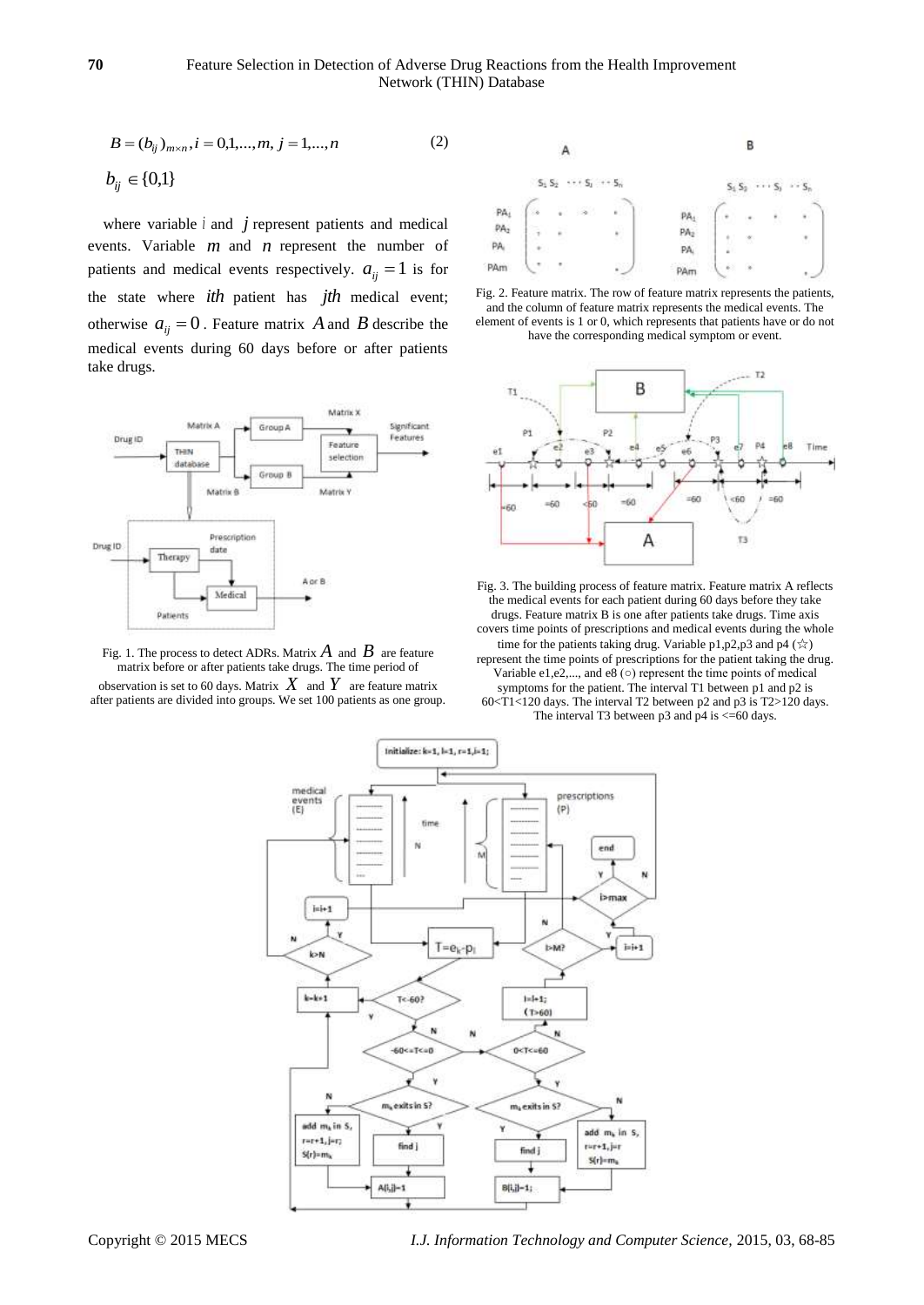$$B = (b_{ij})_{m \times n}, i = 0,1,...,m, j = 1,...,n \tag{2}$$

$$b_{ij} \in \{0,1\}$$

where variable i and $j$ represent patients and medical events. Variable $m$ and $n$ represent the number of patients and medical events respectively. $a_{ij} = 1$ is for the state where $ith$ patient has $jth$ medical event; otherwise $a_{ij} = 0$. Feature matrix $A$ and $B$ describe the medical events during 60 days before or after patients take drugs.

Fig. 1. The process to detect ADRs. Matrix $A$ and $B$ are feature matrix before or after patients take drugs. The time period of observation is set to 60 days. Matrix $X$ and $Y$ are feature matrix after patients are divided into groups. We set 100 patients as one group.

Fig. 2. Feature matrix. The row of feature matrix represents the patients, and the column of feature matrix represents the medical events. The element of events is 1 or 0, which represents that patients have or do not have the corresponding medical symptom or event.

Fig. 3. The building process of feature matrix. Feature matrix A reflects the medical events for each patient during 60 days before they take drugs. Feature matrix B is one after patients take drugs. Time axis covers time points of prescriptions and medical events during the whole time for the patients taking drug. Variable p1,p2,p3 and p4 (☆) represent the time points of prescriptions for the patient taking the drug. Variable e1,e2,..., and e8 (○) represent the time points of medical symptoms for the patient. The interval T1 between p1 and p2 is 60<T1<120 days. The interval T2 between p2 and p3 is T2>120 days. The interval T3 between p3 and p4 is <=60 days.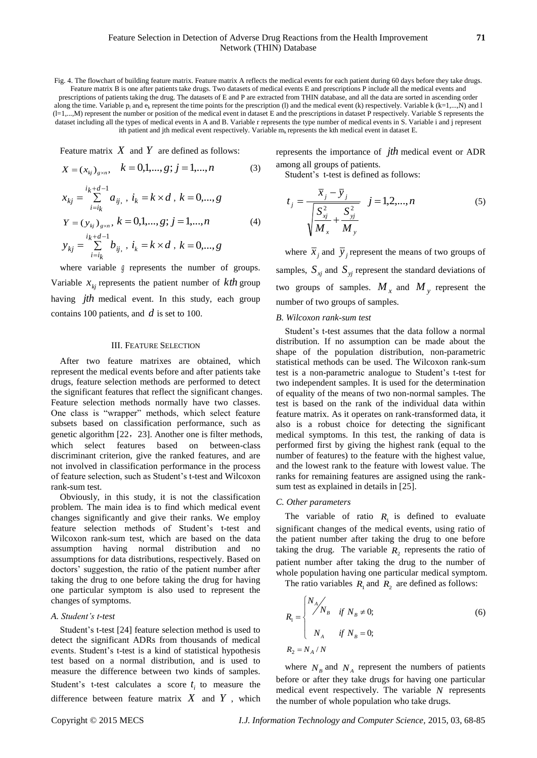Fig. 4. The flowchart of building feature matrix. Feature matrix A reflects the medical events for each patient during 60 days before they take drugs. Feature matrix B is one after patients take drugs. Two datasets of medical events E and prescriptions P include all the medical events and prescriptions of patients taking the drug. The datasets of E and P are extracted from THIN database, and all the data are sorted in ascending order along the time. Variable $p_l$ and $e_k$ represent the time points for the prescription (l) and the medical event (k) respectively. Variable k (k=1,...,N) and l (l=1,...,M) represent the number or position of the medical event in dataset E and the prescriptions in dataset P respectively. Variable S represents the dataset including all the types of medical events in A and B. Variable r represents the type number of medical events in S. Variable i and j represent ith patient and jth medical event respectively. Variable $m_k$ represents the kth medical event in dataset E.

Feature matrix $X$ and $Y$ are defined as follows:

$$X = (x_{kj})_{g\times n}, \quad k = 0,1,...,g; j = 1,...,n \tag{3}$$

$$x_{kj} = \sum_{i=i_k}^{i_k+d-1} a_{ij}, \; i_k = k \times d, \; k = 0,...,g$$

$$Y = (y_{kj})_{g\times n}, \; k = 0,1,...,g; j = 1,...,n \tag{4}$$

$$y_{kj} = \sum_{i=i_k}^{i_k+d-1} b_{ij}, \; i_k = k \times d, \; k = 0,...,g$$

where variable $g$ represents the number of groups. Variable $x_{kj}$ represents the patient number of $kth$ group having $jth$ medical event. In this study, each group contains 100 patients, and $d$ is set to 100.

## III. Feature Selection

After two feature matrixes are obtained, which represent the medical events before and after patients take drugs, feature selection methods are performed to detect the significant features that reflect the significant changes. Feature selection methods normally have two classes. One class is "wrapper" methods, which select feature subsets based on classification performance, such as genetic algorithm [22，23]. Another one is filter methods, which select features based on between-class discriminant criterion, give the ranked features, and are not involved in classification performance in the process of feature selection, such as Student's t-test and Wilcoxon rank-sum test.

Obviously, in this study, it is not the classification problem. The main idea is to find which medical event changes significantly and give their ranks. We employ feature selection methods of Student's t-test and Wilcoxon rank-sum test, which are based on the data assumption having normal distribution and no assumptions for data distributions, respectively. Based on doctors' suggestion, the ratio of the patient number after taking the drug to one before taking the drug for having one particular symptom is also used to represent the changes of symptoms.

### *A. Student's t-test*

Student's t-test [24] feature selection method is used to detect the significant ADRs from thousands of medical events. Student's t-test is a kind of statistical hypothesis test based on a normal distribution, and is used to measure the difference between two kinds of samples. Student's t-test calculates a score $t_i$ to measure the difference between feature matrix $X$ and $Y$, which represents the importance of $jth$ medical event or ADR among all groups of patients.

Student's t-test is defined as follows:

$$t_j = \frac{\bar{x}_j - \bar{y}_j}{\sqrt{\dfrac{S_{xj}^2}{M_x} + \dfrac{S_{yj}^2}{M_y}}} \quad j = 1,2,...,n \tag{5}$$

where $\bar{x}_j$ and $\bar{y}_j$ represent the means of two groups of samples, $S_{xj}$ and $S_{yj}$ represent the standard deviations of two groups of samples. $M_x$ and $M_y$ represent the number of two groups of samples.

### *B. Wilcoxon rank-sum test*

Student's t-test assumes that the data follow a normal distribution. If no assumption can be made about the shape of the population distribution, non-parametric statistical methods can be used. The Wilcoxon rank-sum test is a non-parametric analogue to Student's t-test for two independent samples. It is used for the determination of equality of the means of two non-normal samples. The test is based on the rank of the individual data within feature matrix. As it operates on rank-transformed data, it also is a robust choice for detecting the significant medical symptoms. In this test, the ranking of data is performed first by giving the highest rank (equal to the number of features) to the feature with the highest value, and the lowest rank to the feature with lowest value. The ranks for remaining features are assigned using the rank-sum test as explained in details in [25].

### *C. Other parameters*

The variable of ratio $R_1$ is defined to evaluate significant changes of the medical events, using ratio of the patient number after taking the drug to one before taking the drug. The variable $R_2$ represents the ratio of patient number after taking the drug to the number of whole population having one particular medical symptom.

The ratio variables $R_1$ and $R_2$ are defined as follows:

$$R_1 = \begin{cases} N_A / N_B & if \; N_B \neq 0; \\ N_A & if \; N_B = 0; \end{cases} \tag{6}$$

$$R_2 = N_A / N$$

where $N_B$ and $N_A$ represent the numbers of patients before or after they take drugs for having one particular medical event respectively. The variable $N$ represents the number of whole population who take drugs.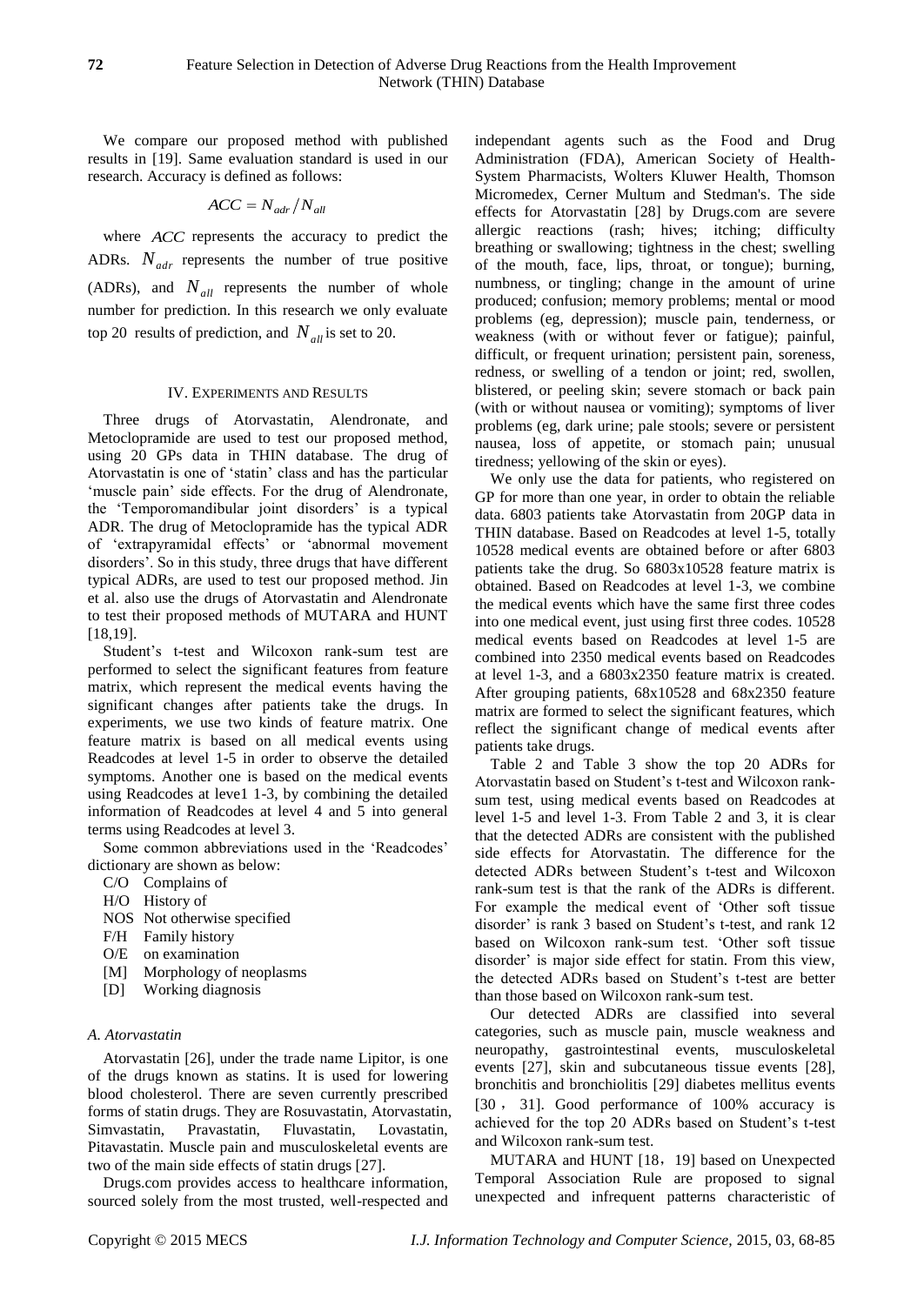We compare our proposed method with published results in [19]. Same evaluation standard is used in our research. Accuracy is defined as follows:

$$ACC = N_{adr} / N_{all}$$

where $ACC$ represents the accuracy to predict the ADRs. $N_{adr}$ represents the number of true positive (ADRs), and $N_{all}$ represents the number of whole number for prediction. In this research we only evaluate top 20 results of prediction, and $N_{all}$ is set to 20.

## IV. Experiments and Results

Three drugs of Atorvastatin, Alendronate, and Metoclopramide are used to test our proposed method, using 20 GPs data in THIN database. The drug of Atorvastatin is one of 'statin' class and has the particular 'muscle pain' side effects. For the drug of Alendronate, the 'Temporomandibular joint disorders' is a typical ADR. The drug of Metoclopramide has the typical ADR of 'extrapyramidal effects' or 'abnormal movement disorders'. So in this study, three drugs that have different typical ADRs, are used to test our proposed method. Jin et al. also use the drugs of Atorvastatin and Alendronate to test their proposed methods of MUTARA and HUNT [18,19].

Student's t-test and Wilcoxon rank-sum test are performed to select the significant features from feature matrix, which represent the medical events having the significant changes after patients take the drugs. In experiments, we use two kinds of feature matrix. One feature matrix is based on all medical events using Readcodes at level 1-5 in order to observe the detailed symptoms. Another one is based on the medical events using Readcodes at leve1 1-3, by combining the detailed information of Readcodes at level 4 and 5 into general terms using Readcodes at level 3.

Some common abbreviations used in the 'Readcodes' dictionary are shown as below:

- C/O Complains of
- H/O History of
- NOS Not otherwise specified
- F/H Family history
- O/E on examination
- [M] Morphology of neoplasms
- [D] Working diagnosis

### *A. Atorvastatin*

Atorvastatin [26], under the trade name Lipitor, is one of the drugs known as statins. It is used for lowering blood cholesterol. There are seven currently prescribed forms of statin drugs. They are Rosuvastatin, Atorvastatin, Simvastatin, Pravastatin, Fluvastatin, Lovastatin, Pitavastatin. Muscle pain and musculoskeletal events are two of the main side effects of statin drugs [27].

Drugs.com provides access to healthcare information, sourced solely from the most trusted, well-respected and independant agents such as the Food and Drug Administration (FDA), American Society of Health-System Pharmacists, Wolters Kluwer Health, Thomson Micromedex, Cerner Multum and Stedman's. The side effects for Atorvastatin [28] by Drugs.com are severe allergic reactions (rash; hives; itching; difficulty breathing or swallowing; tightness in the chest; swelling of the mouth, face, lips, throat, or tongue); burning, numbness, or tingling; change in the amount of urine produced; confusion; memory problems; mental or mood problems (eg, depression); muscle pain, tenderness, or weakness (with or without fever or fatigue); painful, difficult, or frequent urination; persistent pain, soreness, redness, or swelling of a tendon or joint; red, swollen, blistered, or peeling skin; severe stomach or back pain (with or without nausea or vomiting); symptoms of liver problems (eg, dark urine; pale stools; severe or persistent nausea, loss of appetite, or stomach pain; unusual tiredness; yellowing of the skin or eyes).

We only use the data for patients, who registered on GP for more than one year, in order to obtain the reliable data. 6803 patients take Atorvastatin from 20GP data in THIN database. Based on Readcodes at level 1-5, totally 10528 medical events are obtained before or after 6803 patients take the drug. So 6803x10528 feature matrix is obtained. Based on Readcodes at level 1-3, we combine the medical events which have the same first three codes into one medical event, just using first three codes. 10528 medical events based on Readcodes at level 1-5 are combined into 2350 medical events based on Readcodes at level 1-3, and a 6803x2350 feature matrix is created. After grouping patients, 68x10528 and 68x2350 feature matrix are formed to select the significant features, which reflect the significant change of medical events after patients take drugs.

Table 2 and Table 3 show the top 20 ADRs for Atorvastatin based on Student's t-test and Wilcoxon rank-sum test, using medical events based on Readcodes at level 1-5 and level 1-3. From Table 2 and 3, it is clear that the detected ADRs are consistent with the published side effects for Atorvastatin. The difference for the detected ADRs between Student's t-test and Wilcoxon rank-sum test is that the rank of the ADRs is different. For example the medical event of 'Other soft tissue disorder' is rank 3 based on Student's t-test, and rank 12 based on Wilcoxon rank-sum test. 'Other soft tissue disorder' is major side effect for statin. From this view, the detected ADRs based on Student's t-test are better than those based on Wilcoxon rank-sum test.

Our detected ADRs are classified into several categories, such as muscle pain, muscle weakness and neuropathy, gastrointestinal events, musculoskeletal events [27], skin and subcutaneous tissue events [28], bronchitis and bronchiolitis [29] diabetes mellitus events [30, 31]. Good performance of 100% accuracy is achieved for the top 20 ADRs based on Student's t-test and Wilcoxon rank-sum test.

MUTARA and HUNT [18, 19] based on Unexpected Temporal Association Rule are proposed to signal unexpected and infrequent patterns characteristic of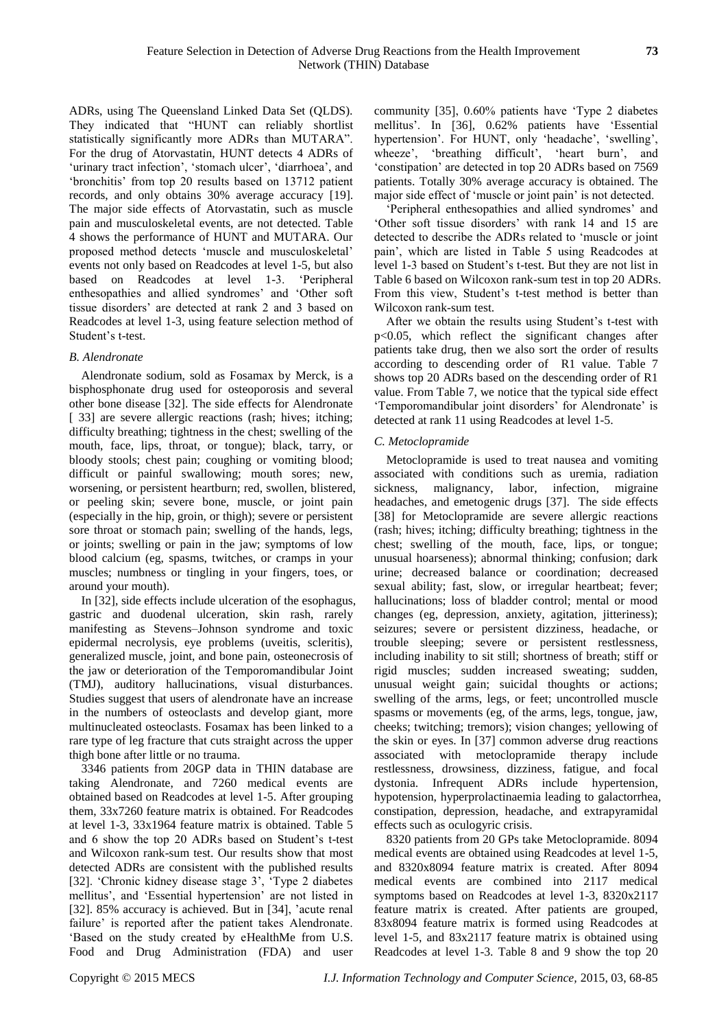ADRs, using The Queensland Linked Data Set (QLDS). They indicated that "HUNT can reliably shortlist statistically significantly more ADRs than MUTARA". For the drug of Atorvastatin, HUNT detects 4 ADRs of 'urinary tract infection', 'stomach ulcer', 'diarrhoea', and 'bronchitis' from top 20 results based on 13712 patient records, and only obtains 30% average accuracy [19]. The major side effects of Atorvastatin, such as muscle pain and musculoskeletal events, are not detected. Table 4 shows the performance of HUNT and MUTARA. Our proposed method detects 'muscle and musculoskeletal' events not only based on Readcodes at level 1-5, but also based on Readcodes at level 1-3. 'Peripheral enthesopathies and allied syndromes' and 'Other soft tissue disorders' are detected at rank 2 and 3 based on Readcodes at level 1-3, using feature selection method of Student's t-test.

### *B. Alendronate*

Alendronate sodium, sold as Fosamax by Merck, is a bisphosphonate drug used for osteoporosis and several other bone disease [32]. The side effects for Alendronate [ 33] are severe allergic reactions (rash; hives; itching; difficulty breathing; tightness in the chest; swelling of the mouth, face, lips, throat, or tongue); black, tarry, or bloody stools; chest pain; coughing or vomiting blood; difficult or painful swallowing; mouth sores; new, worsening, or persistent heartburn; red, swollen, blistered, or peeling skin; severe bone, muscle, or joint pain (especially in the hip, groin, or thigh); severe or persistent sore throat or stomach pain; swelling of the hands, legs, or joints; swelling or pain in the jaw; symptoms of low blood calcium (eg, spasms, twitches, or cramps in your muscles; numbness or tingling in your fingers, toes, or around your mouth).

In [32], side effects include ulceration of the esophagus, gastric and duodenal ulceration, skin rash, rarely manifesting as Stevens–Johnson syndrome and toxic epidermal necrolysis, eye problems (uveitis, scleritis), generalized muscle, joint, and bone pain, osteonecrosis of the jaw or deterioration of the Temporomandibular Joint (TMJ), auditory hallucinations, visual disturbances. Studies suggest that users of alendronate have an increase in the numbers of osteoclasts and develop giant, more multinucleated osteoclasts. Fosamax has been linked to a rare type of leg fracture that cuts straight across the upper thigh bone after little or no trauma.

3346 patients from 20GP data in THIN database are taking Alendronate, and 7260 medical events are obtained based on Readcodes at level 1-5. After grouping them, 33x7260 feature matrix is obtained. For Readcodes at level 1-3, 33x1964 feature matrix is obtained. Table 5 and 6 show the top 20 ADRs based on Student's t-test and Wilcoxon rank-sum test. Our results show that most detected ADRs are consistent with the published results [32]. 'Chronic kidney disease stage 3', 'Type 2 diabetes mellitus', and 'Essential hypertension' are not listed in [32]. 85% accuracy is achieved. But in [34], 'acute renal failure' is reported after the patient takes Alendronate. 'Based on the study created by eHealthMe from U.S. Food and Drug Administration (FDA) and user community [35], 0.60% patients have 'Type 2 diabetes mellitus'. In [36], 0.62% patients have 'Essential hypertension'. For HUNT, only 'headache', 'swelling', wheeze', 'breathing difficult', 'heart burn', and 'constipation' are detected in top 20 ADRs based on 7569 patients. Totally 30% average accuracy is obtained. The major side effect of 'muscle or joint pain' is not detected.

'Peripheral enthesopathies and allied syndromes' and 'Other soft tissue disorders' with rank 14 and 15 are detected to describe the ADRs related to 'muscle or joint pain', which are listed in Table 5 using Readcodes at level 1-3 based on Student's t-test. But they are not list in Table 6 based on Wilcoxon rank-sum test in top 20 ADRs. From this view, Student's t-test method is better than Wilcoxon rank-sum test.

After we obtain the results using Student's t-test with $p<0.05$, which reflect the significant changes after patients take drug, then we also sort the order of results according to descending order of R1 value. Table 7 shows top 20 ADRs based on the descending order of R1 value. From Table 7, we notice that the typical side effect 'Temporomandibular joint disorders' for Alendronate' is detected at rank 11 using Readcodes at level 1-5.

### *C. Metoclopramide*

Metoclopramide is used to treat nausea and vomiting associated with conditions such as uremia, radiation sickness, malignancy, labor, infection, migraine headaches, and emetogenic drugs [37]. The side effects [38] for Metoclopramide are severe allergic reactions (rash; hives; itching; difficulty breathing; tightness in the chest; swelling of the mouth, face, lips, or tongue; unusual hoarseness); abnormal thinking; confusion; dark urine; decreased balance or coordination; decreased sexual ability; fast, slow, or irregular heartbeat; fever; hallucinations; loss of bladder control; mental or mood changes (eg, depression, anxiety, agitation, jitteriness); seizures; severe or persistent dizziness, headache, or trouble sleeping; severe or persistent restlessness, including inability to sit still; shortness of breath; stiff or rigid muscles; sudden increased sweating; sudden, unusual weight gain; suicidal thoughts or actions; swelling of the arms, legs, or feet; uncontrolled muscle spasms or movements (eg, of the arms, legs, tongue, jaw, cheeks; twitching; tremors); vision changes; yellowing of the skin or eyes. In [37] common adverse drug reactions associated with metoclopramide therapy include restlessness, drowsiness, dizziness, fatigue, and focal dystonia. Infrequent ADRs include hypertension, hypotension, hyperprolactinaemia leading to galactorrhea, constipation, depression, headache, and extrapyramidal effects such as oculogyric crisis.

8320 patients from 20 GPs take Metoclopramide. 8094 medical events are obtained using Readcodes at level 1-5, and 8320x8094 feature matrix is created. After 8094 medical events are combined into 2117 medical symptoms based on Readcodes at level 1-3, 8320x2117 feature matrix is created. After patients are grouped, 83x8094 feature matrix is formed using Readcodes at level 1-5, and 83x2117 feature matrix is obtained using Readcodes at level 1-3. Table 8 and 9 show the top 20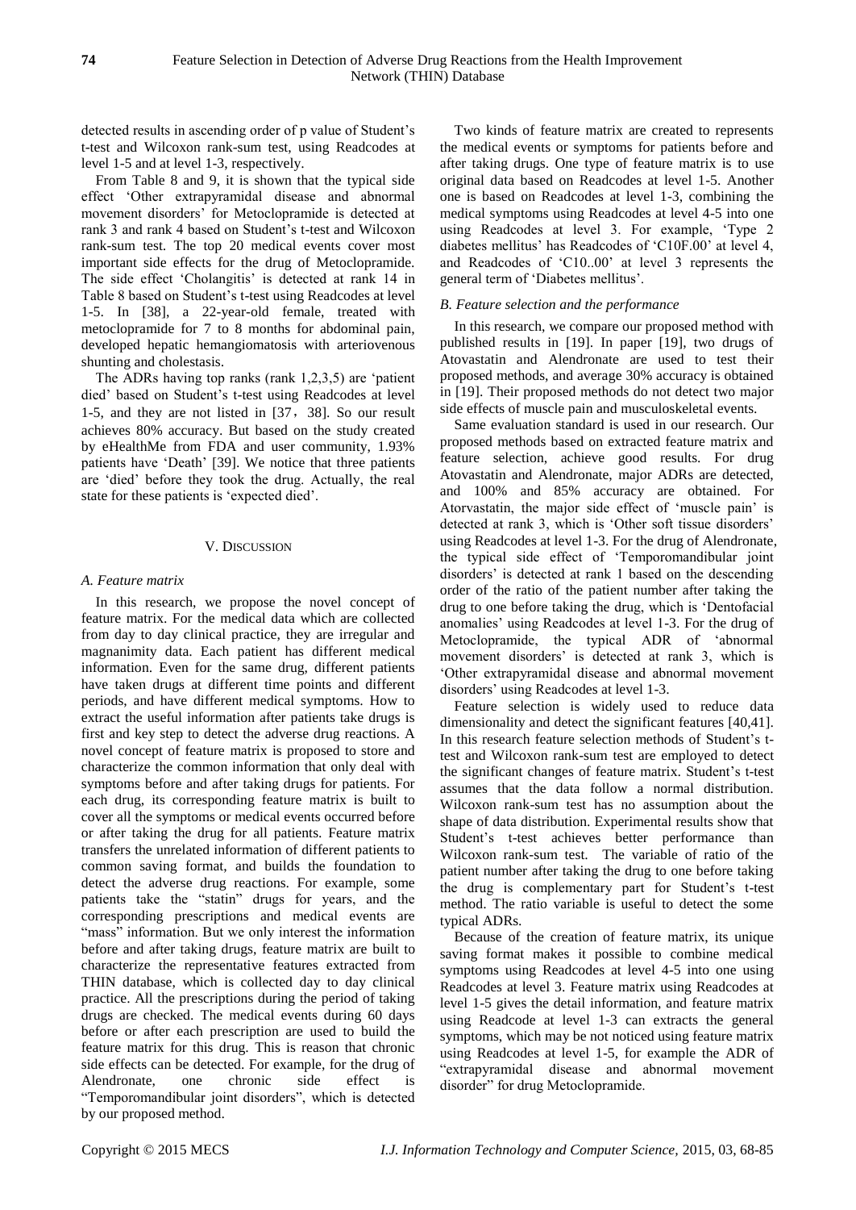detected results in ascending order of p value of Student's t-test and Wilcoxon rank-sum test, using Readcodes at level 1-5 and at level 1-3, respectively.

From Table 8 and 9, it is shown that the typical side effect 'Other extrapyramidal disease and abnormal movement disorders' for Metoclopramide is detected at rank 3 and rank 4 based on Student's t-test and Wilcoxon rank-sum test. The top 20 medical events cover most important side effects for the drug of Metoclopramide. The side effect 'Cholangitis' is detected at rank 14 in Table 8 based on Student's t-test using Readcodes at level 1-5. In [38], a 22-year-old female, treated with metoclopramide for 7 to 8 months for abdominal pain, developed hepatic hemangiomatosis with arteriovenous shunting and cholestasis.

The ADRs having top ranks (rank 1,2,3,5) are 'patient died' based on Student's t-test using Readcodes at level 1-5, and they are not listed in [37，38]. So our result achieves 80% accuracy. But based on the study created by eHealthMe from FDA and user community, 1.93% patients have 'Death' [39]. We notice that three patients are 'died' before they took the drug. Actually, the real state for these patients is 'expected died'.

## V. Discussion

### A. Feature matrix

In this research, we propose the novel concept of feature matrix. For the medical data which are collected from day to day clinical practice, they are irregular and magnanimity data. Each patient has different medical information. Even for the same drug, different patients have taken drugs at different time points and different periods, and have different medical symptoms. How to extract the useful information after patients take drugs is first and key step to detect the adverse drug reactions. A novel concept of feature matrix is proposed to store and characterize the common information that only deal with symptoms before and after taking drugs for patients. For each drug, its corresponding feature matrix is built to cover all the symptoms or medical events occurred before or after taking the drug for all patients. Feature matrix transfers the unrelated information of different patients to common saving format, and builds the foundation to detect the adverse drug reactions. For example, some patients take the "statin" drugs for years, and the corresponding prescriptions and medical events are "mass" information. But we only interest the information before and after taking drugs, feature matrix are built to characterize the representative features extracted from THIN database, which is collected day to day clinical practice. All the prescriptions during the period of taking drugs are checked. The medical events during 60 days before or after each prescription are used to build the feature matrix for this drug. This is reason that chronic side effects can be detected. For example, for the drug of Alendronate, one chronic side effect is "Temporomandibular joint disorders", which is detected by our proposed method.

Two kinds of feature matrix are created to represents the medical events or symptoms for patients before and after taking drugs. One type of feature matrix is to use original data based on Readcodes at level 1-5. Another one is based on Readcodes at level 1-3, combining the medical symptoms using Readcodes at level 4-5 into one using Readcodes at level 3. For example, 'Type 2 diabetes mellitus' has Readcodes of 'C10F.00' at level 4, and Readcodes of 'C10..00' at level 3 represents the general term of 'Diabetes mellitus'.

### B. Feature selection and the performance

In this research, we compare our proposed method with published results in [19]. In paper [19], two drugs of Atovastatin and Alendronate are used to test their proposed methods, and average 30% accuracy is obtained in [19]. Their proposed methods do not detect two major side effects of muscle pain and musculoskeletal events.

Same evaluation standard is used in our research. Our proposed methods based on extracted feature matrix and feature selection, achieve good results. For drug Atovastatin and Alendronate, major ADRs are detected, and 100% and 85% accuracy are obtained. For Atorvastatin, the major side effect of 'muscle pain' is detected at rank 3, which is 'Other soft tissue disorders' using Readcodes at level 1-3. For the drug of Alendronate, the typical side effect of 'Temporomandibular joint disorders' is detected at rank 1 based on the descending order of the ratio of the patient number after taking the drug to one before taking the drug, which is 'Dentofacial anomalies' using Readcodes at level 1-3. For the drug of Metoclopramide, the typical ADR of 'abnormal movement disorders' is detected at rank 3, which is 'Other extrapyramidal disease and abnormal movement disorders' using Readcodes at level 1-3.

Feature selection is widely used to reduce data dimensionality and detect the significant features [40,41]. In this research feature selection methods of Student's t-test and Wilcoxon rank-sum test are employed to detect the significant changes of feature matrix. Student's t-test assumes that the data follow a normal distribution. Wilcoxon rank-sum test has no assumption about the shape of data distribution. Experimental results show that Student's t-test achieves better performance than Wilcoxon rank-sum test. The variable of ratio of the patient number after taking the drug to one before taking the drug is complementary part for Student's t-test method. The ratio variable is useful to detect the some typical ADRs.

Because of the creation of feature matrix, its unique saving format makes it possible to combine medical symptoms using Readcodes at level 4-5 into one using Readcodes at level 3. Feature matrix using Readcodes at level 1-5 gives the detail information, and feature matrix using Readcode at level 1-3 can extracts the general symptoms, which may be not noticed using feature matrix using Readcodes at level 1-5, for example the ADR of "extrapyramidal disease and abnormal movement disorder" for drug Metoclopramide.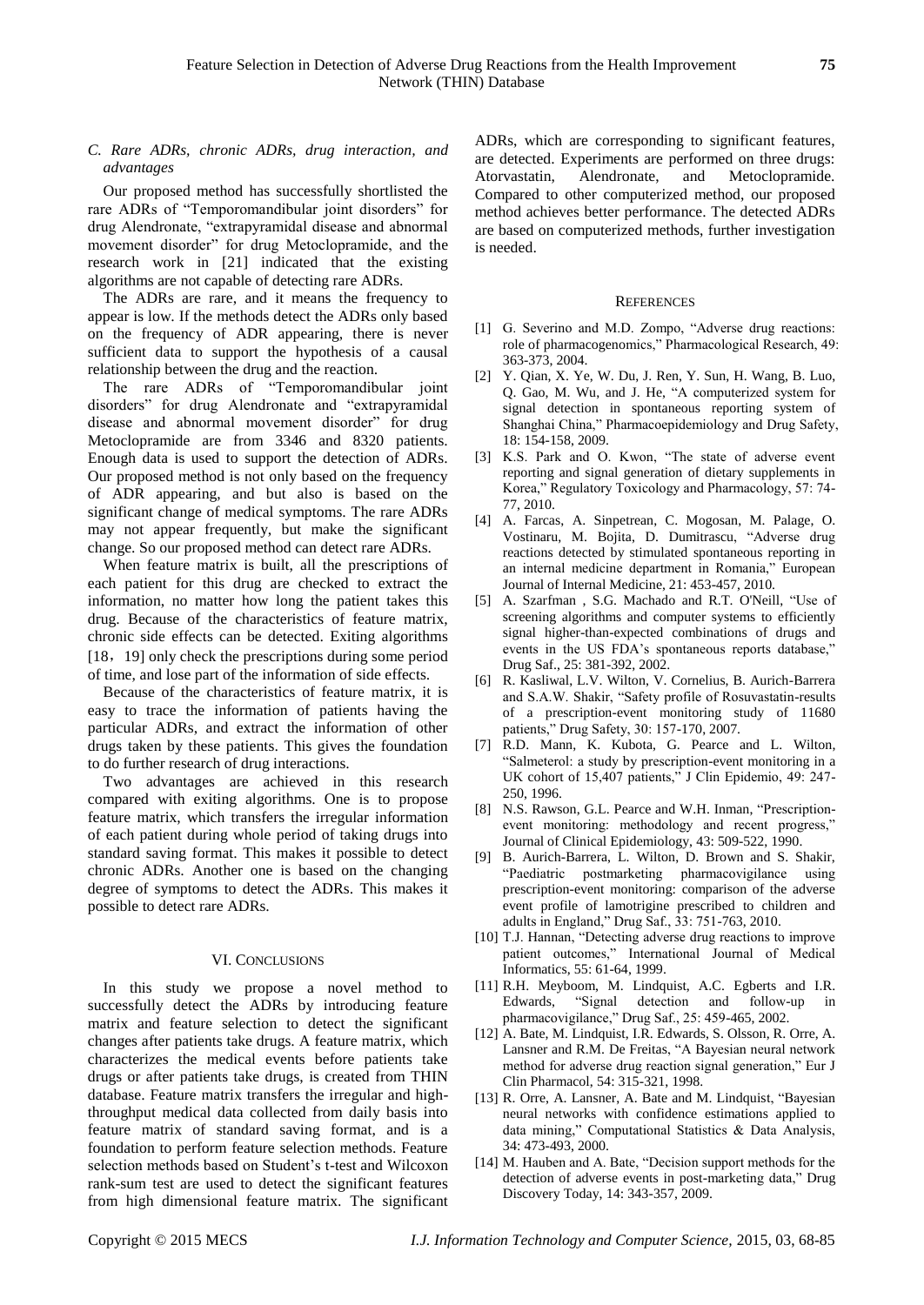### *C. Rare ADRs, chronic ADRs, drug interaction, and advantages*

Our proposed method has successfully shortlisted the rare ADRs of "Temporomandibular joint disorders" for drug Alendronate, "extrapyramidal disease and abnormal movement disorder" for drug Metoclopramide, and the research work in [21] indicated that the existing algorithms are not capable of detecting rare ADRs.

The ADRs are rare, and it means the frequency to appear is low. If the methods detect the ADRs only based on the frequency of ADR appearing, there is never sufficient data to support the hypothesis of a causal relationship between the drug and the reaction.

The rare ADRs of "Temporomandibular joint disorders" for drug Alendronate and "extrapyramidal disease and abnormal movement disorder" for drug Metoclopramide are from 3346 and 8320 patients. Enough data is used to support the detection of ADRs. Our proposed method is not only based on the frequency of ADR appearing, and but also is based on the significant change of medical symptoms. The rare ADRs may not appear frequently, but make the significant change. So our proposed method can detect rare ADRs.

When feature matrix is built, all the prescriptions of each patient for this drug are checked to extract the information, no matter how long the patient takes this drug. Because of the characteristics of feature matrix, chronic side effects can be detected. Exiting algorithms [18，19] only check the prescriptions during some period of time, and lose part of the information of side effects.

Because of the characteristics of feature matrix, it is easy to trace the information of patients having the particular ADRs, and extract the information of other drugs taken by these patients. This gives the foundation to do further research of drug interactions.

Two advantages are achieved in this research compared with exiting algorithms. One is to propose feature matrix, which transfers the irregular information of each patient during whole period of taking drugs into standard saving format. This makes it possible to detect chronic ADRs. Another one is based on the changing degree of symptoms to detect the ADRs. This makes it possible to detect rare ADRs.

## VI. CONCLUSIONS

In this study we propose a novel method to successfully detect the ADRs by introducing feature matrix and feature selection to detect the significant changes after patients take drugs. A feature matrix, which characterizes the medical events before patients take drugs or after patients take drugs, is created from THIN database. Feature matrix transfers the irregular and high-throughput medical data collected from daily basis into feature matrix of standard saving format, and is a foundation to perform feature selection methods. Feature selection methods based on Student's t-test and Wilcoxon rank-sum test are used to detect the significant features from high dimensional feature matrix. The significant ADRs, which are corresponding to significant features, are detected. Experiments are performed on three drugs: Atorvastatin, Alendronate, and Metoclopramide. Compared to other computerized method, our proposed method achieves better performance. The detected ADRs are based on computerized methods, further investigation is needed.

## REFERENCES

[1] G. Severino and M.D. Zompo, "Adverse drug reactions: role of pharmacogenomics," Pharmacological Research, 49: 363-373, 2004.

[2] Y. Qian, X. Ye, W. Du, J. Ren, Y. Sun, H. Wang, B. Luo, Q. Gao, M. Wu, and J. He, "A computerized system for signal detection in spontaneous reporting system of Shanghai China," Pharmacoepidemiology and Drug Safety, 18: 154-158, 2009.

[3] K.S. Park and O. Kwon, "The state of adverse event reporting and signal generation of dietary supplements in Korea," Regulatory Toxicology and Pharmacology, 57: 74-77, 2010.

[4] A. Farcas, A. Sinpetrean, C. Mogosan, M. Palage, O. Vostinaru, M. Bojita, D. Dumitrascu, "Adverse drug reactions detected by stimulated spontaneous reporting in an internal medicine department in Romania," European Journal of Internal Medicine, 21: 453-457, 2010.

[5] A. Szarfman , S.G. Machado and R.T. O'Neill, "Use of screening algorithms and computer systems to efficiently signal higher-than-expected combinations of drugs and events in the US FDA's spontaneous reports database," Drug Saf., 25: 381-392, 2002.

[6] R. Kasliwal, L.V. Wilton, V. Cornelius, B. Aurich-Barrera and S.A.W. Shakir, "Safety profile of Rosuvastatin-results of a prescription-event monitoring study of 11680 patients," Drug Safety, 30: 157-170, 2007.

[7] R.D. Mann, K. Kubota, G. Pearce and L. Wilton, "Salmeterol: a study by prescription-event monitoring in a UK cohort of 15,407 patients," J Clin Epidemio, 49: 247-250, 1996.

[8] N.S. Rawson, G.L. Pearce and W.H. Inman, "Prescription-event monitoring: methodology and recent progress," Journal of Clinical Epidemiology, 43: 509-522, 1990.

[9] B. Aurich-Barrera, L. Wilton, D. Brown and S. Shakir, "Paediatric postmarketing pharmacovigilance using prescription-event monitoring: comparison of the adverse event profile of lamotrigine prescribed to children and adults in England," Drug Saf., 33: 751-763, 2010.

[10] T.J. Hannan, "Detecting adverse drug reactions to improve patient outcomes," International Journal of Medical Informatics, 55: 61-64, 1999.

[11] R.H. Meyboom, M. Lindquist, A.C. Egberts and I.R. Edwards, "Signal detection and follow-up in pharmacovigilance," Drug Saf., 25: 459-465, 2002.

[12] A. Bate, M. Lindquist, I.R. Edwards, S. Olsson, R. Orre, A. Lansner and R.M. De Freitas, "A Bayesian neural network method for adverse drug reaction signal generation," Eur J Clin Pharmacol, 54: 315-321, 1998.

[13] R. Orre, A. Lansner, A. Bate and M. Lindquist, "Bayesian neural networks with confidence estimations applied to data mining," Computational Statistics & Data Analysis, 34: 473-493, 2000.

[14] M. Hauben and A. Bate, "Decision support methods for the detection of adverse events in post-marketing data," Drug Discovery Today, 14: 343-357, 2009.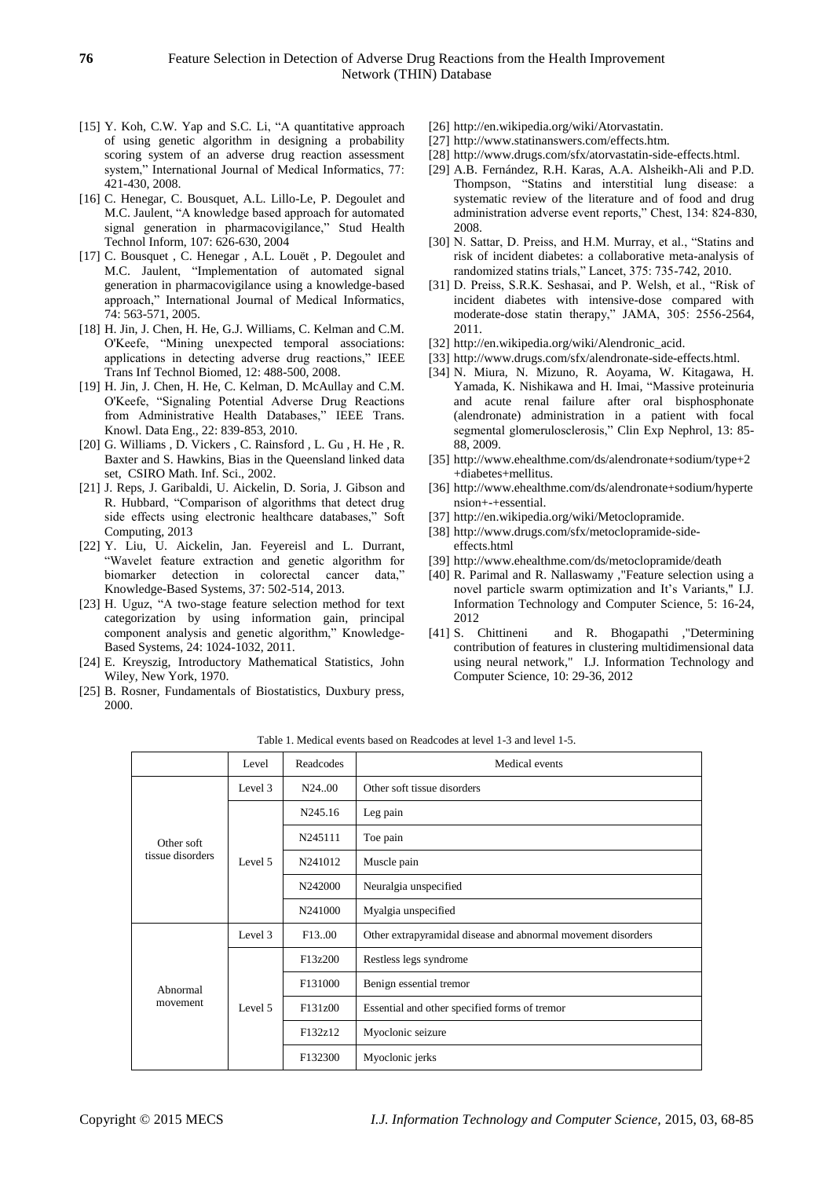[15] Y. Koh, C.W. Yap and S.C. Li, "A quantitative approach of using genetic algorithm in designing a probability scoring system of an adverse drug reaction assessment system," International Journal of Medical Informatics, 77: 421-430, 2008.

[16] C. Henegar, C. Bousquet, A.L. Lillo-Le, P. Degoulet and M.C. Jaulent, "A knowledge based approach for automated signal generation in pharmacovigilance," Stud Health Technol Inform, 107: 626-630, 2004

[17] C. Bousquet , C. Henegar , A.L. Louët , P. Degoulet and M.C. Jaulent, "Implementation of automated signal generation in pharmacovigilance using a knowledge-based approach," International Journal of Medical Informatics, 74: 563-571, 2005.

[18] H. Jin, J. Chen, H. He, G.J. Williams, C. Kelman and C.M. O'Keefe, "Mining unexpected temporal associations: applications in detecting adverse drug reactions," IEEE Trans Inf Technol Biomed, 12: 488-500, 2008.

[19] H. Jin, J. Chen, H. He, C. Kelman, D. McAullay and C.M. O'Keefe, "Signaling Potential Adverse Drug Reactions from Administrative Health Databases," IEEE Trans. Knowl. Data Eng., 22: 839-853, 2010.

[20] G. Williams , D. Vickers , C. Rainsford , L. Gu , H. He , R. Baxter and S. Hawkins, Bias in the Queensland linked data set, CSIRO Math. Inf. Sci., 2002.

[21] J. Reps, J. Garibaldi, U. Aickelin, D. Soria, J. Gibson and R. Hubbard, "Comparison of algorithms that detect drug side effects using electronic healthcare databases," Soft Computing, 2013

[22] Y. Liu, U. Aickelin, Jan. Feyereisl and L. Durrant, "Wavelet feature extraction and genetic algorithm for biomarker detection in colorectal cancer data," Knowledge-Based Systems, 37: 502-514, 2013.

[23] H. Uguz, "A two-stage feature selection method for text categorization by using information gain, principal component analysis and genetic algorithm," Knowledge-Based Systems, 24: 1024-1032, 2011.

[24] E. Kreyszig, Introductory Mathematical Statistics, John Wiley, New York, 1970.

[25] B. Rosner, Fundamentals of Biostatistics, Duxbury press, 2000.

[26] http://en.wikipedia.org/wiki/Atorvastatin.

[27] http://www.statinanswers.com/effects.htm.

[28] http://www.drugs.com/sfx/atorvastatin-side-effects.html.

[29] A.B. Fernández, R.H. Karas, A.A. Alsheikh-Ali and P.D. Thompson, "Statins and interstitial lung disease: a systematic review of the literature and of food and drug administration adverse event reports," Chest, 134: 824-830, 2008.

[30] N. Sattar, D. Preiss, and H.M. Murray, et al., "Statins and risk of incident diabetes: a collaborative meta-analysis of randomized statins trials," Lancet, 375: 735-742, 2010.

[31] D. Preiss, S.R.K. Seshasai, and P. Welsh, et al., "Risk of incident diabetes with intensive-dose compared with moderate-dose statin therapy," JAMA, 305: 2556-2564, 2011.

[32] http://en.wikipedia.org/wiki/Alendronic_acid.

[33] http://www.drugs.com/sfx/alendronate-side-effects.html.

[34] N. Miura, N. Mizuno, R. Aoyama, W. Kitagawa, H. Yamada, K. Nishikawa and H. Imai, "Massive proteinuria and acute renal failure after oral bisphosphonate (alendronate) administration in a patient with focal segmental glomerulosclerosis," Clin Exp Nephrol, 13: 85-88, 2009.

[35] http://www.ehealthme.com/ds/alendronate+sodium/type+2+diabetes+mellitus.

[36] http://www.ehealthme.com/ds/alendronate+sodium/hypertension+-+essential.

[37] http://en.wikipedia.org/wiki/Metoclopramide.

[38] http://www.drugs.com/sfx/metoclopramide-side-effects.html

[39] http://www.ehealthme.com/ds/metoclopramide/death

[40] R. Parimal and R. Nallaswamy ,"Feature selection using a novel particle swarm optimization and It's Variants," I.J. Information Technology and Computer Science, 5: 16-24, 2012

[41] S. Chittineni and R. Bhogapathi ,"Determining contribution of features in clustering multidimensional data using neural network," I.J. Information Technology and Computer Science, 10: 29-36, 2012

Table 1. Medical events based on Readcodes at level 1-3 and level 1-5.

| | Level | Readcodes | Medical events |
|---|---|---|---|
| Other soft tissue disorders | Level 3 | N24..00 | Other soft tissue disorders |
| | Level 5 | N245.16 | Leg pain |
| | | N245111 | Toe pain |
| | | N241012 | Muscle pain |
| | | N242000 | Neuralgia unspecified |
| | | N241000 | Myalgia unspecified |
| Abnormal movement | Level 3 | F13..00 | Other extrapyramidal disease and abnormal movement disorders |
| | Level 5 | F13z200 | Restless legs syndrome |
| | | F131000 | Benign essential tremor |
| | | F131z00 | Essential and other specified forms of tremor |
| | | F132z12 | Myoclonic seizure |
| | | F132300 | Myoclonic jerks |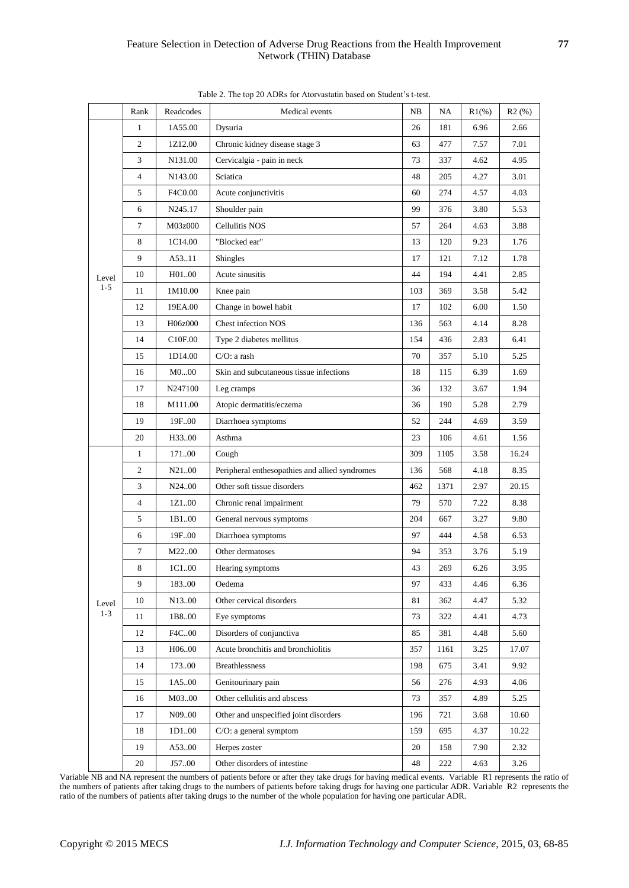Table 2. The top 20 ADRs for Atorvastatin based on Student's t-test.

| | Rank | Readcodes | Medical events | NB | NA | R1(%) | R2 (%) |
|---|---|---|---|---|---|---|---|
| Level 1-5 | 1 | 1A55.00 | Dysuria | 26 | 181 | 6.96 | 2.66 |
| | 2 | 1Z12.00 | Chronic kidney disease stage 3 | 63 | 477 | 7.57 | 7.01 |
| | 3 | N131.00 | Cervicalgia - pain in neck | 73 | 337 | 4.62 | 4.95 |
| | 4 | N143.00 | Sciatica | 48 | 205 | 4.27 | 3.01 |
| | 5 | F4C0.00 | Acute conjunctivitis | 60 | 274 | 4.57 | 4.03 |
| | 6 | N245.17 | Shoulder pain | 99 | 376 | 3.80 | 5.53 |
| | 7 | M03z000 | Cellulitis NOS | 57 | 264 | 4.63 | 3.88 |
| | 8 | 1C14.00 | "Blocked ear" | 13 | 120 | 9.23 | 1.76 |
| | 9 | A53..11 | Shingles | 17 | 121 | 7.12 | 1.78 |
| | 10 | H01..00 | Acute sinusitis | 44 | 194 | 4.41 | 2.85 |
| | 11 | 1M10.00 | Knee pain | 103 | 369 | 3.58 | 5.42 |
| | 12 | 19EA.00 | Change in bowel habit | 17 | 102 | 6.00 | 1.50 |
| | 13 | H06z000 | Chest infection NOS | 136 | 563 | 4.14 | 8.28 |
| | 14 | C10F.00 | Type 2 diabetes mellitus | 154 | 436 | 2.83 | 6.41 |
| | 15 | 1D14.00 | C/O: a rash | 70 | 357 | 5.10 | 5.25 |
| | 16 | M0...00 | Skin and subcutaneous tissue infections | 18 | 115 | 6.39 | 1.69 |
| | 17 | N247100 | Leg cramps | 36 | 132 | 3.67 | 1.94 |
| | 18 | M111.00 | Atopic dermatitis/eczema | 36 | 190 | 5.28 | 2.79 |
| | 19 | 19F..00 | Diarrhoea symptoms | 52 | 244 | 4.69 | 3.59 |
| | 20 | H33..00 | Asthma | 23 | 106 | 4.61 | 1.56 |
| Level 1-3 | 1 | 171..00 | Cough | 309 | 1105 | 3.58 | 16.24 |
| | 2 | N21..00 | Peripheral enthesopathies and allied syndromes | 136 | 568 | 4.18 | 8.35 |
| | 3 | N24..00 | Other soft tissue disorders | 462 | 1371 | 2.97 | 20.15 |
| | 4 | 1Z1..00 | Chronic renal impairment | 79 | 570 | 7.22 | 8.38 |
| | 5 | 1B1..00 | General nervous symptoms | 204 | 667 | 3.27 | 9.80 |
| | 6 | 19F..00 | Diarrhoea symptoms | 97 | 444 | 4.58 | 6.53 |
| | 7 | M22..00 | Other dermatoses | 94 | 353 | 3.76 | 5.19 |
| | 8 | 1C1..00 | Hearing symptoms | 43 | 269 | 6.26 | 3.95 |
| | 9 | 183..00 | Oedema | 97 | 433 | 4.46 | 6.36 |
| | 10 | N13..00 | Other cervical disorders | 81 | 362 | 4.47 | 5.32 |
| | 11 | 1B8..00 | Eye symptoms | 73 | 322 | 4.41 | 4.73 |
| | 12 | F4C..00 | Disorders of conjunctiva | 85 | 381 | 4.48 | 5.60 |
| | 13 | H06..00 | Acute bronchitis and bronchiolitis | 357 | 1161 | 3.25 | 17.07 |
| | 14 | 173..00 | Breathlessness | 198 | 675 | 3.41 | 9.92 |
| | 15 | 1A5..00 | Genitourinary pain | 56 | 276 | 4.93 | 4.06 |
| | 16 | M03..00 | Other cellulitis and abscess | 73 | 357 | 4.89 | 5.25 |
| | 17 | N09..00 | Other and unspecified joint disorders | 196 | 721 | 3.68 | 10.60 |
| | 18 | 1D1..00 | C/O: a general symptom | 159 | 695 | 4.37 | 10.22 |
| | 19 | A53..00 | Herpes zoster | 20 | 158 | 7.90 | 2.32 |
| | 20 | J57..00 | Other disorders of intestine | 48 | 222 | 4.63 | 3.26 |

Variable NB and NA represent the numbers of patients before or after they take drugs for having medical events. Variable R1 represents the ratio of the numbers of patients after taking drugs to the numbers of patients before taking drugs for having one particular ADR. Variable R2 represents the ratio of the numbers of patients after taking drugs to the number of the whole population for having one particular ADR.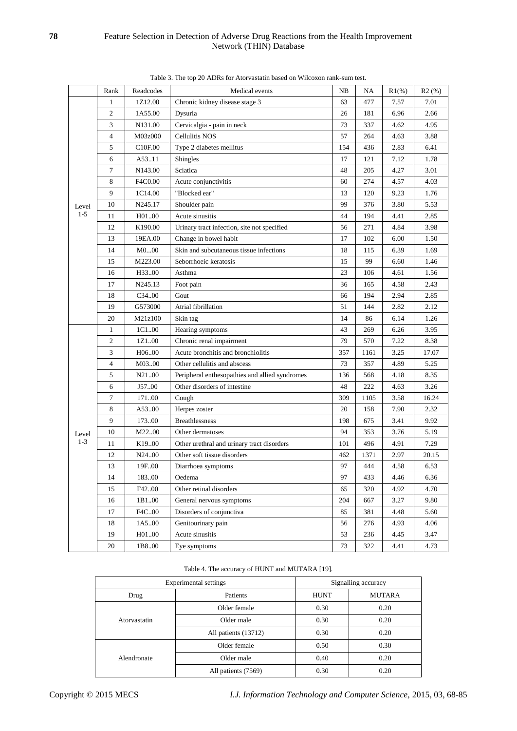Table 3. The top 20 ADRs for Atorvastatin based on Wilcoxon rank-sum test.

| | Rank | Readcodes | Medical events | NB | NA | R1(%) | R2 (%) |
|---|---|---|---|---|---|---|---|
| Level 1-5 | 1 | 1Z12.00 | Chronic kidney disease stage 3 | 63 | 477 | 7.57 | 7.01 |
| | 2 | 1A55.00 | Dysuria | 26 | 181 | 6.96 | 2.66 |
| | 3 | N131.00 | Cervicalgia - pain in neck | 73 | 337 | 4.62 | 4.95 |
| | 4 | M03z000 | Cellulitis NOS | 57 | 264 | 4.63 | 3.88 |
| | 5 | C10F.00 | Type 2 diabetes mellitus | 154 | 436 | 2.83 | 6.41 |
| | 6 | A53..11 | Shingles | 17 | 121 | 7.12 | 1.78 |
| | 7 | N143.00 | Sciatica | 48 | 205 | 4.27 | 3.01 |
| | 8 | F4C0.00 | Acute conjunctivitis | 60 | 274 | 4.57 | 4.03 |
| | 9 | 1C14.00 | "Blocked ear" | 13 | 120 | 9.23 | 1.76 |
| | 10 | N245.17 | Shoulder pain | 99 | 376 | 3.80 | 5.53 |
| | 11 | H01..00 | Acute sinusitis | 44 | 194 | 4.41 | 2.85 |
| | 12 | K190.00 | Urinary tract infection, site not specified | 56 | 271 | 4.84 | 3.98 |
| | 13 | 19EA.00 | Change in bowel habit | 17 | 102 | 6.00 | 1.50 |
| | 14 | M0...00 | Skin and subcutaneous tissue infections | 18 | 115 | 6.39 | 1.69 |
| | 15 | M223.00 | Seborrhoeic keratosis | 15 | 99 | 6.60 | 1.46 |
| | 16 | H33..00 | Asthma | 23 | 106 | 4.61 | 1.56 |
| | 17 | N245.13 | Foot pain | 36 | 165 | 4.58 | 2.43 |
| | 18 | C34..00 | Gout | 66 | 194 | 2.94 | 2.85 |
| | 19 | G573000 | Atrial fibrillation | 51 | 144 | 2.82 | 2.12 |
| | 20 | M21z100 | Skin tag | 14 | 86 | 6.14 | 1.26 |
| Level 1-3 | 1 | 1C1..00 | Hearing symptoms | 43 | 269 | 6.26 | 3.95 |
| | 2 | 1Z1..00 | Chronic renal impairment | 79 | 570 | 7.22 | 8.38 |
| | 3 | H06..00 | Acute bronchitis and bronchiolitis | 357 | 1161 | 3.25 | 17.07 |
| | 4 | M03..00 | Other cellulitis and abscess | 73 | 357 | 4.89 | 5.25 |
| | 5 | N21..00 | Peripheral enthesopathies and allied syndromes | 136 | 568 | 4.18 | 8.35 |
| | 6 | J57..00 | Other disorders of intestine | 48 | 222 | 4.63 | 3.26 |
| | 7 | 171..00 | Cough | 309 | 1105 | 3.58 | 16.24 |
| | 8 | A53..00 | Herpes zoster | 20 | 158 | 7.90 | 2.32 |
| | 9 | 173..00 | Breathlessness | 198 | 675 | 3.41 | 9.92 |
| | 10 | M22..00 | Other dermatoses | 94 | 353 | 3.76 | 5.19 |
| | 11 | K19..00 | Other urethral and urinary tract disorders | 101 | 496 | 4.91 | 7.29 |
| | 12 | N24..00 | Other soft tissue disorders | 462 | 1371 | 2.97 | 20.15 |
| | 13 | 19F..00 | Diarrhoea symptoms | 97 | 444 | 4.58 | 6.53 |
| | 14 | 183..00 | Oedema | 97 | 433 | 4.46 | 6.36 |
| | 15 | F42..00 | Other retinal disorders | 65 | 320 | 4.92 | 4.70 |
| | 16 | 1B1..00 | General nervous symptoms | 204 | 667 | 3.27 | 9.80 |
| | 17 | F4C..00 | Disorders of conjunctiva | 85 | 381 | 4.48 | 5.60 |
| | 18 | 1A5..00 | Genitourinary pain | 56 | 276 | 4.93 | 4.06 |
| | 19 | H01..00 | Acute sinusitis | 53 | 236 | 4.45 | 3.47 |
| | 20 | 1B8..00 | Eye symptoms | 73 | 322 | 4.41 | 4.73 |

Table 4. The accuracy of HUNT and MUTARA [19].

| Experimental settings | | Signalling accuracy | |
|---|---|---|---|
| Drug | Patients | HUNT | MUTARA |
| Atorvastatin | Older female | 0.30 | 0.20 |
| | Older male | 0.30 | 0.20 |
| | All patients (13712) | 0.30 | 0.20 |
| Alendronate | Older female | 0.50 | 0.30 |
| | Older male | 0.40 | 0.20 |
| | All patients (7569) | 0.30 | 0.20 |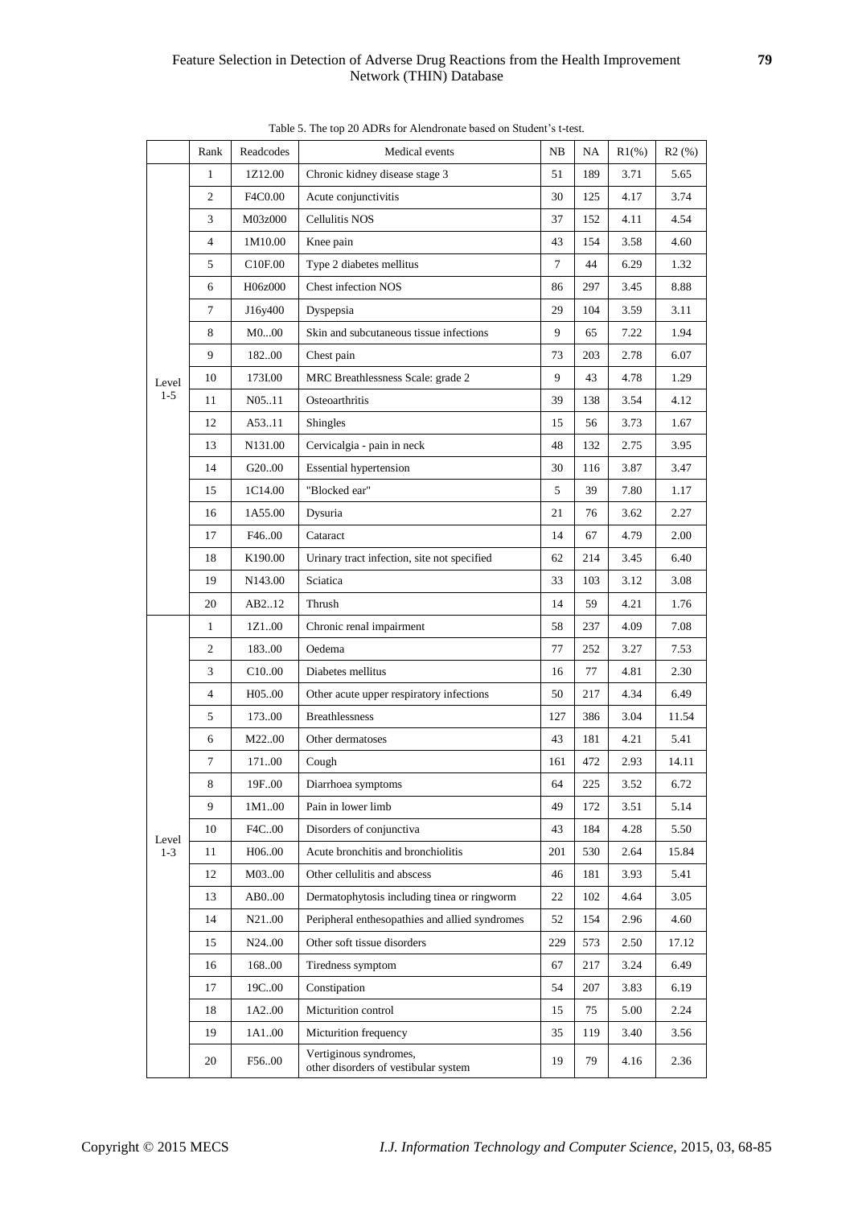Table 5. The top 20 ADRs for Alendronate based on Student's t-test.

| | Rank | Readcodes | Medical events | NB | NA | R1(%) | R2 (%) |
|---|---|---|---|---|---|---|---|
| Level 1-5 | 1 | 1Z12.00 | Chronic kidney disease stage 3 | 51 | 189 | 3.71 | 5.65 |
| | 2 | F4C0.00 | Acute conjunctivitis | 30 | 125 | 4.17 | 3.74 |
| | 3 | M03z000 | Cellulitis NOS | 37 | 152 | 4.11 | 4.54 |
| | 4 | 1M10.00 | Knee pain | 43 | 154 | 3.58 | 4.60 |
| | 5 | C10F.00 | Type 2 diabetes mellitus | 7 | 44 | 6.29 | 1.32 |
| | 6 | H06z000 | Chest infection NOS | 86 | 297 | 3.45 | 8.88 |
| | 7 | J16y400 | Dyspepsia | 29 | 104 | 3.59 | 3.11 |
| | 8 | M0...00 | Skin and subcutaneous tissue infections | 9 | 65 | 7.22 | 1.94 |
| | 9 | 182..00 | Chest pain | 73 | 203 | 2.78 | 6.07 |
| | 10 | 173I.00 | MRC Breathlessness Scale: grade 2 | 9 | 43 | 4.78 | 1.29 |
| | 11 | N05..11 | Osteoarthritis | 39 | 138 | 3.54 | 4.12 |
| | 12 | A53..11 | Shingles | 15 | 56 | 3.73 | 1.67 |
| | 13 | N131.00 | Cervicalgia - pain in neck | 48 | 132 | 2.75 | 3.95 |
| | 14 | G20..00 | Essential hypertension | 30 | 116 | 3.87 | 3.47 |
| | 15 | 1C14.00 | "Blocked ear" | 5 | 39 | 7.80 | 1.17 |
| | 16 | 1A55.00 | Dysuria | 21 | 76 | 3.62 | 2.27 |
| | 17 | F46..00 | Cataract | 14 | 67 | 4.79 | 2.00 |
| | 18 | K190.00 | Urinary tract infection, site not specified | 62 | 214 | 3.45 | 6.40 |
| | 19 | N143.00 | Sciatica | 33 | 103 | 3.12 | 3.08 |
| | 20 | AB2..12 | Thrush | 14 | 59 | 4.21 | 1.76 |
| Level 1-3 | 1 | 1Z1..00 | Chronic renal impairment | 58 | 237 | 4.09 | 7.08 |
| | 2 | 183..00 | Oedema | 77 | 252 | 3.27 | 7.53 |
| | 3 | C10..00 | Diabetes mellitus | 16 | 77 | 4.81 | 2.30 |
| | 4 | H05..00 | Other acute upper respiratory infections | 50 | 217 | 4.34 | 6.49 |
| | 5 | 173..00 | Breathlessness | 127 | 386 | 3.04 | 11.54 |
| | 6 | M22..00 | Other dermatoses | 43 | 181 | 4.21 | 5.41 |
| | 7 | 171..00 | Cough | 161 | 472 | 2.93 | 14.11 |
| | 8 | 19F..00 | Diarrhoea symptoms | 64 | 225 | 3.52 | 6.72 |
| | 9 | 1M1..00 | Pain in lower limb | 49 | 172 | 3.51 | 5.14 |
| | 10 | F4C..00 | Disorders of conjunctiva | 43 | 184 | 4.28 | 5.50 |
| | 11 | H06..00 | Acute bronchitis and bronchiolitis | 201 | 530 | 2.64 | 15.84 |
| | 12 | M03..00 | Other cellulitis and abscess | 46 | 181 | 3.93 | 5.41 |
| | 13 | AB0..00 | Dermatophytosis including tinea or ringworm | 22 | 102 | 4.64 | 3.05 |
| | 14 | N21..00 | Peripheral enthesopathies and allied syndromes | 52 | 154 | 2.96 | 4.60 |
| | 15 | N24..00 | Other soft tissue disorders | 229 | 573 | 2.50 | 17.12 |
| | 16 | 168..00 | Tiredness symptom | 67 | 217 | 3.24 | 6.49 |
| | 17 | 19C..00 | Constipation | 54 | 207 | 3.83 | 6.19 |
| | 18 | 1A2..00 | Micturition control | 15 | 75 | 5.00 | 2.24 |
| | 19 | 1A1..00 | Micturition frequency | 35 | 119 | 3.40 | 3.56 |
| | 20 | F56..00 | Vertiginous syndromes, other disorders of vestibular system | 19 | 79 | 4.16 | 2.36 |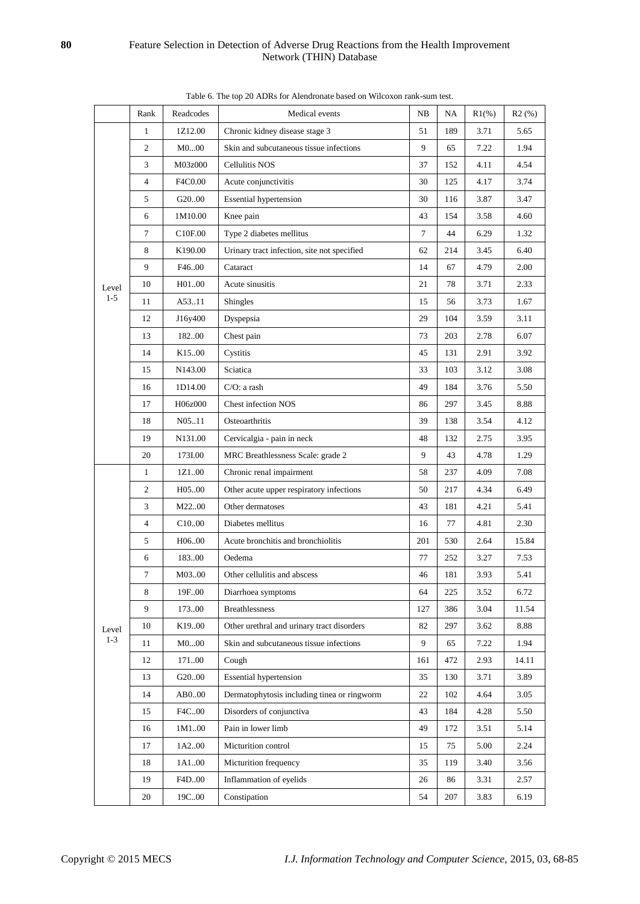Table 6. The top 20 ADRs for Alendronate based on Wilcoxon rank-sum test.

| | Rank | Readcodes | Medical events | NB | NA | R1(%) | R2 (%) |
|---|---|---|---|---|---|---|---|
| Level 1-5 | 1 | 1Z12.00 | Chronic kidney disease stage 3 | 51 | 189 | 3.71 | 5.65 |
| | 2 | M0...00 | Skin and subcutaneous tissue infections | 9 | 65 | 7.22 | 1.94 |
| | 3 | M03z000 | Cellulitis NOS | 37 | 152 | 4.11 | 4.54 |
| | 4 | F4C0.00 | Acute conjunctivitis | 30 | 125 | 4.17 | 3.74 |
| | 5 | G20..00 | Essential hypertension | 30 | 116 | 3.87 | 3.47 |
| | 6 | 1M10.00 | Knee pain | 43 | 154 | 3.58 | 4.60 |
| | 7 | C10F.00 | Type 2 diabetes mellitus | 7 | 44 | 6.29 | 1.32 |
| | 8 | K190.00 | Urinary tract infection, site not specified | 62 | 214 | 3.45 | 6.40 |
| | 9 | F46..00 | Cataract | 14 | 67 | 4.79 | 2.00 |
| | 10 | H01..00 | Acute sinusitis | 21 | 78 | 3.71 | 2.33 |
| | 11 | A53..11 | Shingles | 15 | 56 | 3.73 | 1.67 |
| | 12 | J16y400 | Dyspepsia | 29 | 104 | 3.59 | 3.11 |
| | 13 | 182..00 | Chest pain | 73 | 203 | 2.78 | 6.07 |
| | 14 | K15..00 | Cystitis | 45 | 131 | 2.91 | 3.92 |
| | 15 | N143.00 | Sciatica | 33 | 103 | 3.12 | 3.08 |
| | 16 | 1D14.00 | C/O: a rash | 49 | 184 | 3.76 | 5.50 |
| | 17 | H06z000 | Chest infection NOS | 86 | 297 | 3.45 | 8.88 |
| | 18 | N05..11 | Osteoarthritis | 39 | 138 | 3.54 | 4.12 |
| | 19 | N131.00 | Cervicalgia - pain in neck | 48 | 132 | 2.75 | 3.95 |
| | 20 | 173I.00 | MRC Breathlessness Scale: grade 2 | 9 | 43 | 4.78 | 1.29 |
| Level 1-3 | 1 | 1Z1..00 | Chronic renal impairment | 58 | 237 | 4.09 | 7.08 |
| | 2 | H05..00 | Other acute upper respiratory infections | 50 | 217 | 4.34 | 6.49 |
| | 3 | M22..00 | Other dermatoses | 43 | 181 | 4.21 | 5.41 |
| | 4 | C10..00 | Diabetes mellitus | 16 | 77 | 4.81 | 2.30 |
| | 5 | H06..00 | Acute bronchitis and bronchiolitis | 201 | 530 | 2.64 | 15.84 |
| | 6 | 183..00 | Oedema | 77 | 252 | 3.27 | 7.53 |
| | 7 | M03..00 | Other cellulitis and abscess | 46 | 181 | 3.93 | 5.41 |
| | 8 | 19F..00 | Diarrhoea symptoms | 64 | 225 | 3.52 | 6.72 |
| | 9 | 173..00 | Breathlessness | 127 | 386 | 3.04 | 11.54 |
| | 10 | K19..00 | Other urethral and urinary tract disorders | 82 | 297 | 3.62 | 8.88 |
| | 11 | M0...00 | Skin and subcutaneous tissue infections | 9 | 65 | 7.22 | 1.94 |
| | 12 | 171..00 | Cough | 161 | 472 | 2.93 | 14.11 |
| | 13 | G20..00 | Essential hypertension | 35 | 130 | 3.71 | 3.89 |
| | 14 | AB0..00 | Dermatophytosis including tinea or ringworm | 22 | 102 | 4.64 | 3.05 |
| | 15 | F4C..00 | Disorders of conjunctiva | 43 | 184 | 4.28 | 5.50 |
| | 16 | 1M1..00 | Pain in lower limb | 49 | 172 | 3.51 | 5.14 |
| | 17 | 1A2..00 | Micturition control | 15 | 75 | 5.00 | 2.24 |
| | 18 | 1A1..00 | Micturition frequency | 35 | 119 | 3.40 | 3.56 |
| | 19 | F4D..00 | Inflammation of eyelids | 26 | 86 | 3.31 | 2.57 |
| | 20 | 19C..00 | Constipation | 54 | 207 | 3.83 | 6.19 |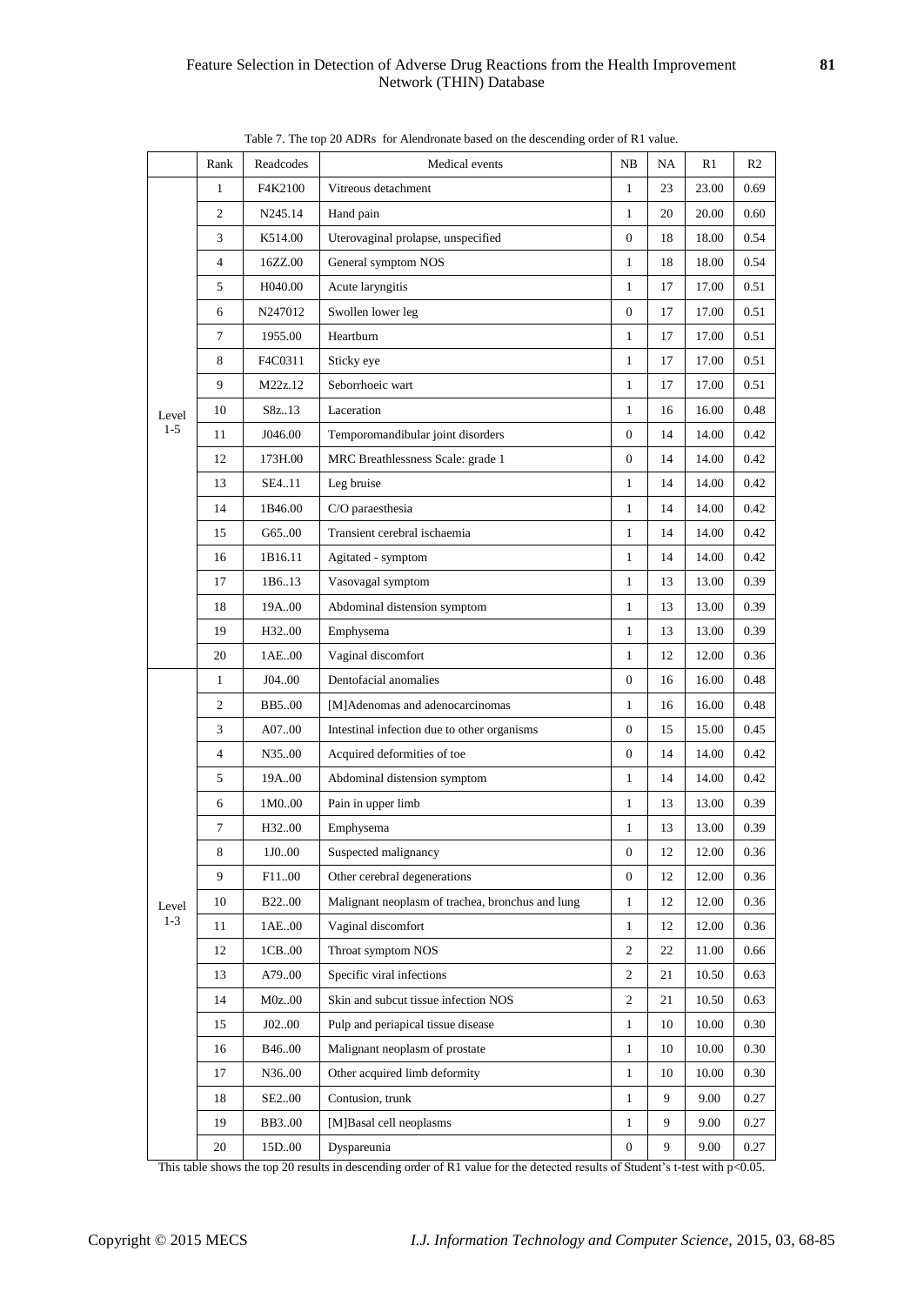Table 7. The top 20 ADRs for Alendronate based on the descending order of R1 value.

| | Rank | Readcodes | Medical events | NB | NA | R1 | R2 |
|---|---|---|---|---|---|---|---|
| Level 1-5 | 1 | F4K2100 | Vitreous detachment | 1 | 23 | 23.00 | 0.69 |
| | 2 | N245.14 | Hand pain | 1 | 20 | 20.00 | 0.60 |
| | 3 | K514.00 | Uterovaginal prolapse, unspecified | 0 | 18 | 18.00 | 0.54 |
| | 4 | 16ZZ.00 | General symptom NOS | 1 | 18 | 18.00 | 0.54 |
| | 5 | H040.00 | Acute laryngitis | 1 | 17 | 17.00 | 0.51 |
| | 6 | N247012 | Swollen lower leg | 0 | 17 | 17.00 | 0.51 |
| | 7 | 1955.00 | Heartburn | 1 | 17 | 17.00 | 0.51 |
| | 8 | F4C0311 | Sticky eye | 1 | 17 | 17.00 | 0.51 |
| | 9 | M22z.12 | Seborrhoeic wart | 1 | 17 | 17.00 | 0.51 |
| | 10 | S8z..13 | Laceration | 1 | 16 | 16.00 | 0.48 |
| | 11 | J046.00 | Temporomandibular joint disorders | 0 | 14 | 14.00 | 0.42 |
| | 12 | 173H.00 | MRC Breathlessness Scale: grade 1 | 0 | 14 | 14.00 | 0.42 |
| | 13 | SE4..11 | Leg bruise | 1 | 14 | 14.00 | 0.42 |
| | 14 | 1B46.00 | C/O paraesthesia | 1 | 14 | 14.00 | 0.42 |
| | 15 | G65..00 | Transient cerebral ischaemia | 1 | 14 | 14.00 | 0.42 |
| | 16 | 1B16.11 | Agitated - symptom | 1 | 14 | 14.00 | 0.42 |
| | 17 | 1B6..13 | Vasovagal symptom | 1 | 13 | 13.00 | 0.39 |
| | 18 | 19A..00 | Abdominal distension symptom | 1 | 13 | 13.00 | 0.39 |
| | 19 | H32..00 | Emphysema | 1 | 13 | 13.00 | 0.39 |
| | 20 | 1AE..00 | Vaginal discomfort | 1 | 12 | 12.00 | 0.36 |
| Level 1-3 | 1 | J04..00 | Dentofacial anomalies | 0 | 16 | 16.00 | 0.48 |
| | 2 | BB5..00 | [M]Adenomas and adenocarcinomas | 1 | 16 | 16.00 | 0.48 |
| | 3 | A07..00 | Intestinal infection due to other organisms | 0 | 15 | 15.00 | 0.45 |
| | 4 | N35..00 | Acquired deformities of toe | 0 | 14 | 14.00 | 0.42 |
| | 5 | 19A..00 | Abdominal distension symptom | 1 | 14 | 14.00 | 0.42 |
| | 6 | 1M0..00 | Pain in upper limb | 1 | 13 | 13.00 | 0.39 |
| | 7 | H32..00 | Emphysema | 1 | 13 | 13.00 | 0.39 |
| | 8 | 1J0..00 | Suspected malignancy | 0 | 12 | 12.00 | 0.36 |
| | 9 | F11..00 | Other cerebral degenerations | 0 | 12 | 12.00 | 0.36 |
| | 10 | B22..00 | Malignant neoplasm of trachea, bronchus and lung | 1 | 12 | 12.00 | 0.36 |
| | 11 | 1AE..00 | Vaginal discomfort | 1 | 12 | 12.00 | 0.36 |
| | 12 | 1CB..00 | Throat symptom NOS | 2 | 22 | 11.00 | 0.66 |
| | 13 | A79..00 | Specific viral infections | 2 | 21 | 10.50 | 0.63 |
| | 14 | M0z..00 | Skin and subcut tissue infection NOS | 2 | 21 | 10.50 | 0.63 |
| | 15 | J02..00 | Pulp and periapical tissue disease | 1 | 10 | 10.00 | 0.30 |
| | 16 | B46..00 | Malignant neoplasm of prostate | 1 | 10 | 10.00 | 0.30 |
| | 17 | N36..00 | Other acquired limb deformity | 1 | 10 | 10.00 | 0.30 |
| | 18 | SE2..00 | Contusion, trunk | 1 | 9 | 9.00 | 0.27 |
| | 19 | BB3..00 | [M]Basal cell neoplasms | 1 | 9 | 9.00 | 0.27 |
| | 20 | 15D..00 | Dyspareunia | 0 | 9 | 9.00 | 0.27 |

This table shows the top 20 results in descending order of R1 value for the detected results of Student's t-test with $p<0.05$.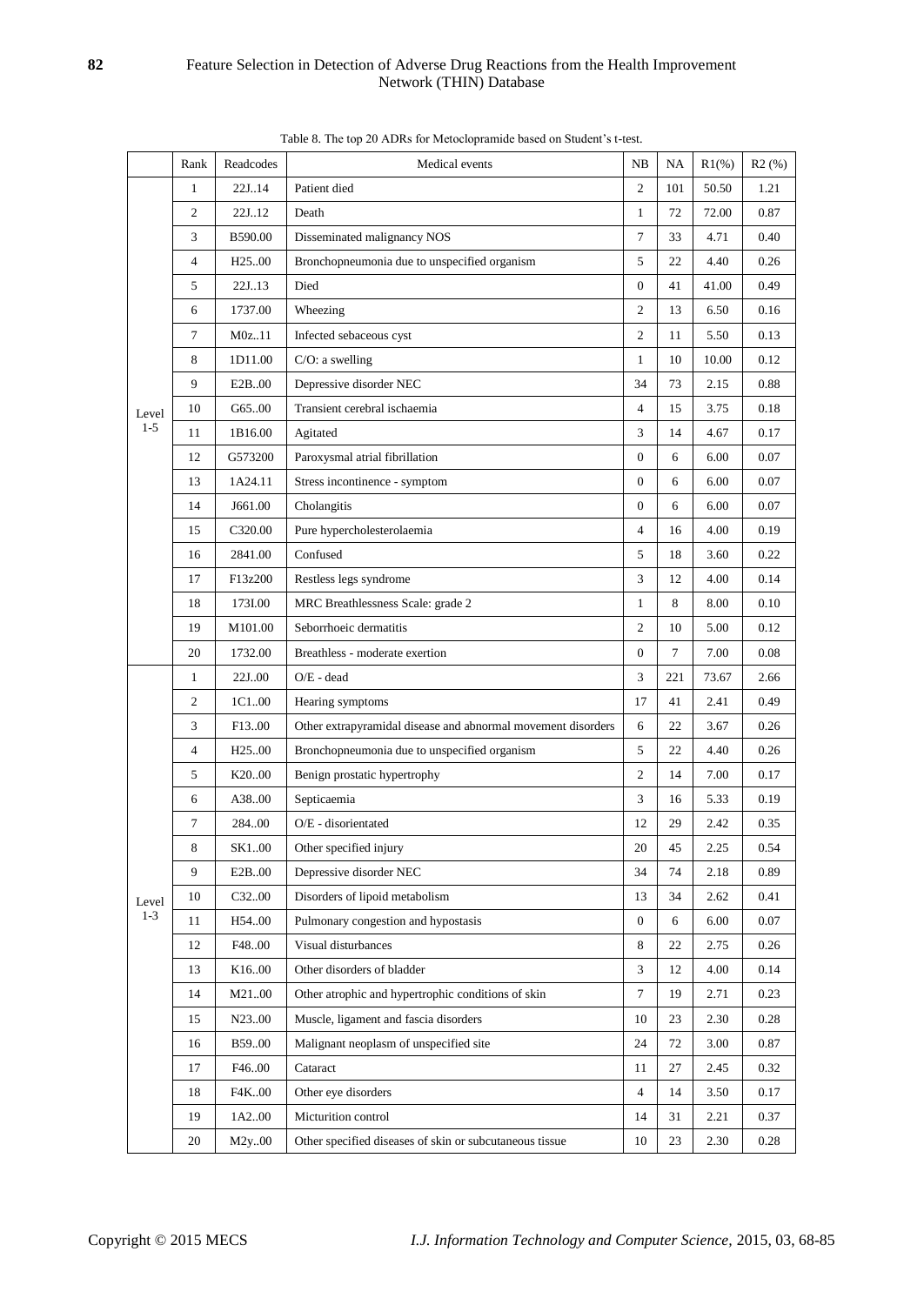Table 8. The top 20 ADRs for Metoclopramide based on Student's t-test.

| | Rank | Readcodes | Medical events | NB | NA | R1(%) | R2 (%) |
|---|---|---|---|---|---|---|---|
| Level 1-5 | 1 | 22J..14 | Patient died | 2 | 101 | 50.50 | 1.21 |
| | 2 | 22J..12 | Death | 1 | 72 | 72.00 | 0.87 |
| | 3 | B590.00 | Disseminated malignancy NOS | 7 | 33 | 4.71 | 0.40 |
| | 4 | H25..00 | Bronchopneumonia due to unspecified organism | 5 | 22 | 4.40 | 0.26 |
| | 5 | 22J..13 | Died | 0 | 41 | 41.00 | 0.49 |
| | 6 | 1737.00 | Wheezing | 2 | 13 | 6.50 | 0.16 |
| | 7 | M0z..11 | Infected sebaceous cyst | 2 | 11 | 5.50 | 0.13 |
| | 8 | 1D11.00 | C/O: a swelling | 1 | 10 | 10.00 | 0.12 |
| | 9 | E2B..00 | Depressive disorder NEC | 34 | 73 | 2.15 | 0.88 |
| | 10 | G65..00 | Transient cerebral ischaemia | 4 | 15 | 3.75 | 0.18 |
| | 11 | 1B16.00 | Agitated | 3 | 14 | 4.67 | 0.17 |
| | 12 | G573200 | Paroxysmal atrial fibrillation | 0 | 6 | 6.00 | 0.07 |
| | 13 | 1A24.11 | Stress incontinence - symptom | 0 | 6 | 6.00 | 0.07 |
| | 14 | J661.00 | Cholangitis | 0 | 6 | 6.00 | 0.07 |
| | 15 | C320.00 | Pure hypercholesterolaemia | 4 | 16 | 4.00 | 0.19 |
| | 16 | 2841.00 | Confused | 5 | 18 | 3.60 | 0.22 |
| | 17 | F13z200 | Restless legs syndrome | 3 | 12 | 4.00 | 0.14 |
| | 18 | 173I.00 | MRC Breathlessness Scale: grade 2 | 1 | 8 | 8.00 | 0.10 |
| | 19 | M101.00 | Seborrhoeic dermatitis | 2 | 10 | 5.00 | 0.12 |
| | 20 | 1732.00 | Breathless - moderate exertion | 0 | 7 | 7.00 | 0.08 |
| Level 1-3 | 1 | 22J..00 | O/E - dead | 3 | 221 | 73.67 | 2.66 |
| | 2 | 1C1..00 | Hearing symptoms | 17 | 41 | 2.41 | 0.49 |
| | 3 | F13..00 | Other extrapyramidal disease and abnormal movement disorders | 6 | 22 | 3.67 | 0.26 |
| | 4 | H25..00 | Bronchopneumonia due to unspecified organism | 5 | 22 | 4.40 | 0.26 |
| | 5 | K20..00 | Benign prostatic hypertrophy | 2 | 14 | 7.00 | 0.17 |
| | 6 | A38..00 | Septicaemia | 3 | 16 | 5.33 | 0.19 |
| | 7 | 284..00 | O/E - disorientated | 12 | 29 | 2.42 | 0.35 |
| | 8 | SK1..00 | Other specified injury | 20 | 45 | 2.25 | 0.54 |
| | 9 | E2B..00 | Depressive disorder NEC | 34 | 74 | 2.18 | 0.89 |
| | 10 | C32..00 | Disorders of lipoid metabolism | 13 | 34 | 2.62 | 0.41 |
| | 11 | H54..00 | Pulmonary congestion and hypostasis | 0 | 6 | 6.00 | 0.07 |
| | 12 | F48..00 | Visual disturbances | 8 | 22 | 2.75 | 0.26 |
| | 13 | K16..00 | Other disorders of bladder | 3 | 12 | 4.00 | 0.14 |
| | 14 | M21..00 | Other atrophic and hypertrophic conditions of skin | 7 | 19 | 2.71 | 0.23 |
| | 15 | N23..00 | Muscle, ligament and fascia disorders | 10 | 23 | 2.30 | 0.28 |
| | 16 | B59..00 | Malignant neoplasm of unspecified site | 24 | 72 | 3.00 | 0.87 |
| | 17 | F46..00 | Cataract | 11 | 27 | 2.45 | 0.32 |
| | 18 | F4K..00 | Other eye disorders | 4 | 14 | 3.50 | 0.17 |
| | 19 | 1A2..00 | Micturition control | 14 | 31 | 2.21 | 0.37 |
| | 20 | M2y..00 | Other specified diseases of skin or subcutaneous tissue | 10 | 23 | 2.30 | 0.28 |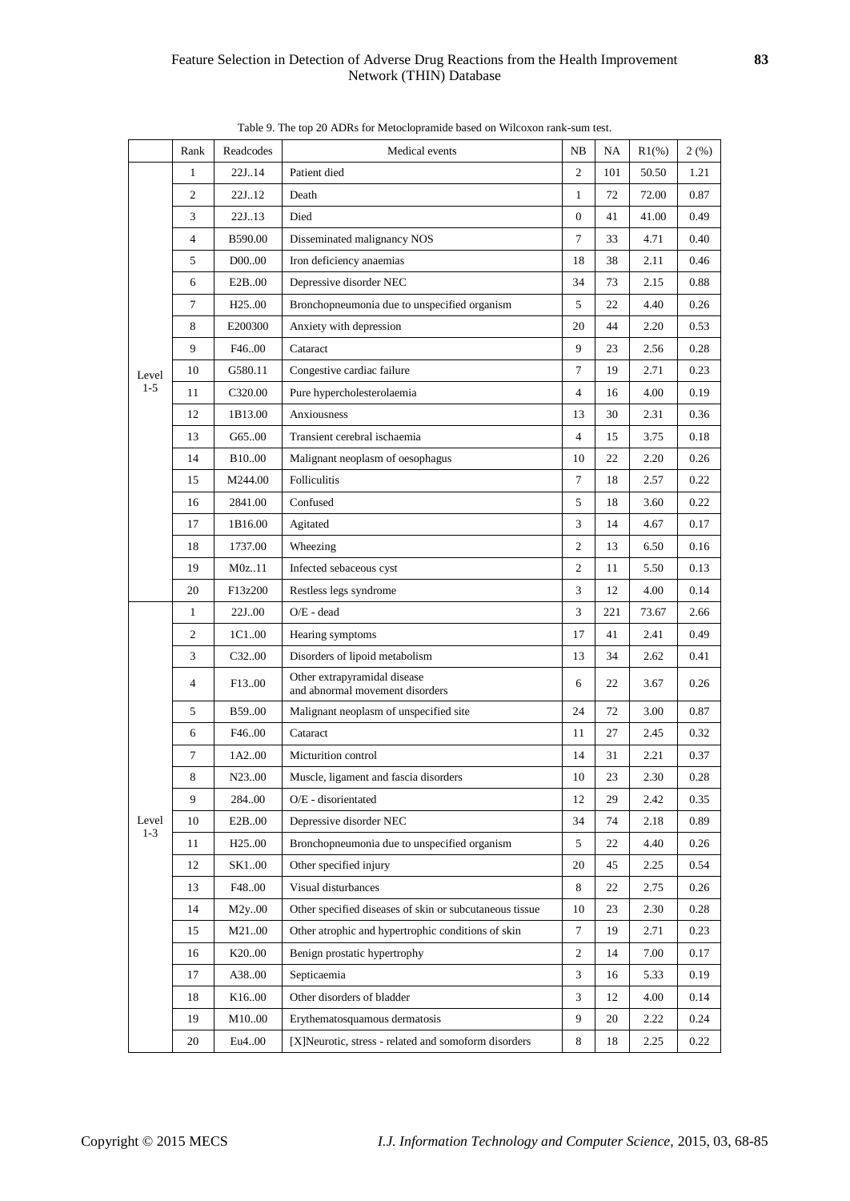Table 9. The top 20 ADRs for Metoclopramide based on Wilcoxon rank-sum test.

| | Rank | Readcodes | Medical events | NB | NA | R1(%) | 2 (%) |
|---|---|---|---|---|---|---|---|
| Level 1-5 | 1 | 22J..14 | Patient died | 2 | 101 | 50.50 | 1.21 |
| | 2 | 22J..12 | Death | 1 | 72 | 72.00 | 0.87 |
| | 3 | 22J..13 | Died | 0 | 41 | 41.00 | 0.49 |
| | 4 | B590.00 | Disseminated malignancy NOS | 7 | 33 | 4.71 | 0.40 |
| | 5 | D00..00 | Iron deficiency anaemias | 18 | 38 | 2.11 | 0.46 |
| | 6 | E2B..00 | Depressive disorder NEC | 34 | 73 | 2.15 | 0.88 |
| | 7 | H25..00 | Bronchopneumonia due to unspecified organism | 5 | 22 | 4.40 | 0.26 |
| | 8 | E200300 | Anxiety with depression | 20 | 44 | 2.20 | 0.53 |
| | 9 | F46..00 | Cataract | 9 | 23 | 2.56 | 0.28 |
| | 10 | G580.11 | Congestive cardiac failure | 7 | 19 | 2.71 | 0.23 |
| | 11 | C320.00 | Pure hypercholesterolaemia | 4 | 16 | 4.00 | 0.19 |
| | 12 | 1B13.00 | Anxiousness | 13 | 30 | 2.31 | 0.36 |
| | 13 | G65..00 | Transient cerebral ischaemia | 4 | 15 | 3.75 | 0.18 |
| | 14 | B10..00 | Malignant neoplasm of oesophagus | 10 | 22 | 2.20 | 0.26 |
| | 15 | M244.00 | Folliculitis | 7 | 18 | 2.57 | 0.22 |
| | 16 | 2841.00 | Confused | 5 | 18 | 3.60 | 0.22 |
| | 17 | 1B16.00 | Agitated | 3 | 14 | 4.67 | 0.17 |
| | 18 | 1737.00 | Wheezing | 2 | 13 | 6.50 | 0.16 |
| | 19 | M0z..11 | Infected sebaceous cyst | 2 | 11 | 5.50 | 0.13 |
| | 20 | F13z200 | Restless legs syndrome | 3 | 12 | 4.00 | 0.14 |
| Level 1-3 | 1 | 22J..00 | O/E - dead | 3 | 221 | 73.67 | 2.66 |
| | 2 | 1C1..00 | Hearing symptoms | 17 | 41 | 2.41 | 0.49 |
| | 3 | C32..00 | Disorders of lipoid metabolism | 13 | 34 | 2.62 | 0.41 |
| | 4 | F13..00 | Other extrapyramidal disease and abnormal movement disorders | 6 | 22 | 3.67 | 0.26 |
| | 5 | B59..00 | Malignant neoplasm of unspecified site | 24 | 72 | 3.00 | 0.87 |
| | 6 | F46..00 | Cataract | 11 | 27 | 2.45 | 0.32 |
| | 7 | 1A2..00 | Micturition control | 14 | 31 | 2.21 | 0.37 |
| | 8 | N23..00 | Muscle, ligament and fascia disorders | 10 | 23 | 2.30 | 0.28 |
| | 9 | 284..00 | O/E - disorientated | 12 | 29 | 2.42 | 0.35 |
| | 10 | E2B..00 | Depressive disorder NEC | 34 | 74 | 2.18 | 0.89 |
| | 11 | H25..00 | Bronchopneumonia due to unspecified organism | 5 | 22 | 4.40 | 0.26 |
| | 12 | SK1..00 | Other specified injury | 20 | 45 | 2.25 | 0.54 |
| | 13 | F48..00 | Visual disturbances | 8 | 22 | 2.75 | 0.26 |
| | 14 | M2y..00 | Other specified diseases of skin or subcutaneous tissue | 10 | 23 | 2.30 | 0.28 |
| | 15 | M21..00 | Other atrophic and hypertrophic conditions of skin | 7 | 19 | 2.71 | 0.23 |
| | 16 | K20..00 | Benign prostatic hypertrophy | 2 | 14 | 7.00 | 0.17 |
| | 17 | A38..00 | Septicaemia | 3 | 16 | 5.33 | 0.19 |
| | 18 | K16..00 | Other disorders of bladder | 3 | 12 | 4.00 | 0.14 |
| | 19 | M10..00 | Erythematosquamous dermatosis | 9 | 20 | 2.22 | 0.24 |
| | 20 | Eu4..00 | [X]Neurotic, stress - related and somoform disorders | 8 | 18 | 2.25 | 0.22 |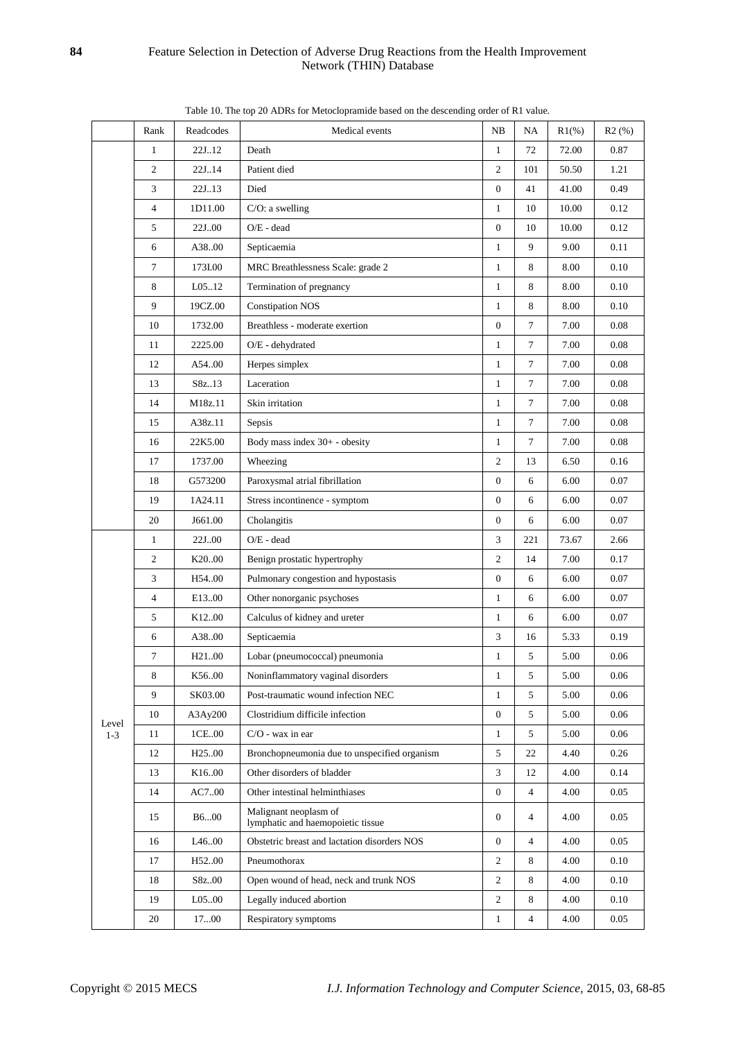Table 10. The top 20 ADRs for Metoclopramide based on the descending order of R1 value.

| | Rank | Readcodes | Medical events | NB | NA | R1(%) | R2 (%) |
|---|---|---|---|---|---|---|---|
| | 1 | 22J..12 | Death | 1 | 72 | 72.00 | 0.87 |
| | 2 | 22J..14 | Patient died | 2 | 101 | 50.50 | 1.21 |
| | 3 | 22J..13 | Died | 0 | 41 | 41.00 | 0.49 |
| | 4 | 1D11.00 | C/O: a swelling | 1 | 10 | 10.00 | 0.12 |
| | 5 | 22J..00 | O/E - dead | 0 | 10 | 10.00 | 0.12 |
| | 6 | A38..00 | Septicaemia | 1 | 9 | 9.00 | 0.11 |
| | 7 | 173I.00 | MRC Breathlessness Scale: grade 2 | 1 | 8 | 8.00 | 0.10 |
| | 8 | L05..12 | Termination of pregnancy | 1 | 8 | 8.00 | 0.10 |
| | 9 | 19CZ.00 | Constipation NOS | 1 | 8 | 8.00 | 0.10 |
| | 10 | 1732.00 | Breathless - moderate exertion | 0 | 7 | 7.00 | 0.08 |
| | 11 | 2225.00 | O/E - dehydrated | 1 | 7 | 7.00 | 0.08 |
| | 12 | A54..00 | Herpes simplex | 1 | 7 | 7.00 | 0.08 |
| | 13 | S8z..13 | Laceration | 1 | 7 | 7.00 | 0.08 |
| | 14 | M18z.11 | Skin irritation | 1 | 7 | 7.00 | 0.08 |
| | 15 | A38z.11 | Sepsis | 1 | 7 | 7.00 | 0.08 |
| | 16 | 22K5.00 | Body mass index 30+ - obesity | 1 | 7 | 7.00 | 0.08 |
| | 17 | 1737.00 | Wheezing | 2 | 13 | 6.50 | 0.16 |
| | 18 | G573200 | Paroxysmal atrial fibrillation | 0 | 6 | 6.00 | 0.07 |
| | 19 | 1A24.11 | Stress incontinence - symptom | 0 | 6 | 6.00 | 0.07 |
| | 20 | J661.00 | Cholangitis | 0 | 6 | 6.00 | 0.07 |
| Level 1-3 | 1 | 22J..00 | O/E - dead | 3 | 221 | 73.67 | 2.66 |
| | 2 | K20..00 | Benign prostatic hypertrophy | 2 | 14 | 7.00 | 0.17 |
| | 3 | H54..00 | Pulmonary congestion and hypostasis | 0 | 6 | 6.00 | 0.07 |
| | 4 | E13..00 | Other nonorganic psychoses | 1 | 6 | 6.00 | 0.07 |
| | 5 | K12..00 | Calculus of kidney and ureter | 1 | 6 | 6.00 | 0.07 |
| | 6 | A38..00 | Septicaemia | 3 | 16 | 5.33 | 0.19 |
| | 7 | H21..00 | Lobar (pneumococcal) pneumonia | 1 | 5 | 5.00 | 0.06 |
| | 8 | K56..00 | Noninflammatory vaginal disorders | 1 | 5 | 5.00 | 0.06 |
| | 9 | SK03.00 | Post-traumatic wound infection NEC | 1 | 5 | 5.00 | 0.06 |
| | 10 | A3Ay200 | Clostridium difficile infection | 0 | 5 | 5.00 | 0.06 |
| | 11 | 1CE..00 | C/O - wax in ear | 1 | 5 | 5.00 | 0.06 |
| | 12 | H25..00 | Bronchopneumonia due to unspecified organism | 5 | 22 | 4.40 | 0.26 |
| | 13 | K16..00 | Other disorders of bladder | 3 | 12 | 4.00 | 0.14 |
| | 14 | AC7..00 | Other intestinal helminthiases | 0 | 4 | 4.00 | 0.05 |
| | 15 | B6...00 | Malignant neoplasm of lymphatic and haemopoietic tissue | 0 | 4 | 4.00 | 0.05 |
| | 16 | L46..00 | Obstetric breast and lactation disorders NOS | 0 | 4 | 4.00 | 0.05 |
| | 17 | H52..00 | Pneumothorax | 2 | 8 | 4.00 | 0.10 |
| | 18 | S8z..00 | Open wound of head, neck and trunk NOS | 2 | 8 | 4.00 | 0.10 |
| | 19 | L05..00 | Legally induced abortion | 2 | 8 | 4.00 | 0.10 |
| | 20 | 17...00 | Respiratory symptoms | 1 | 4 | 4.00 | 0.05 |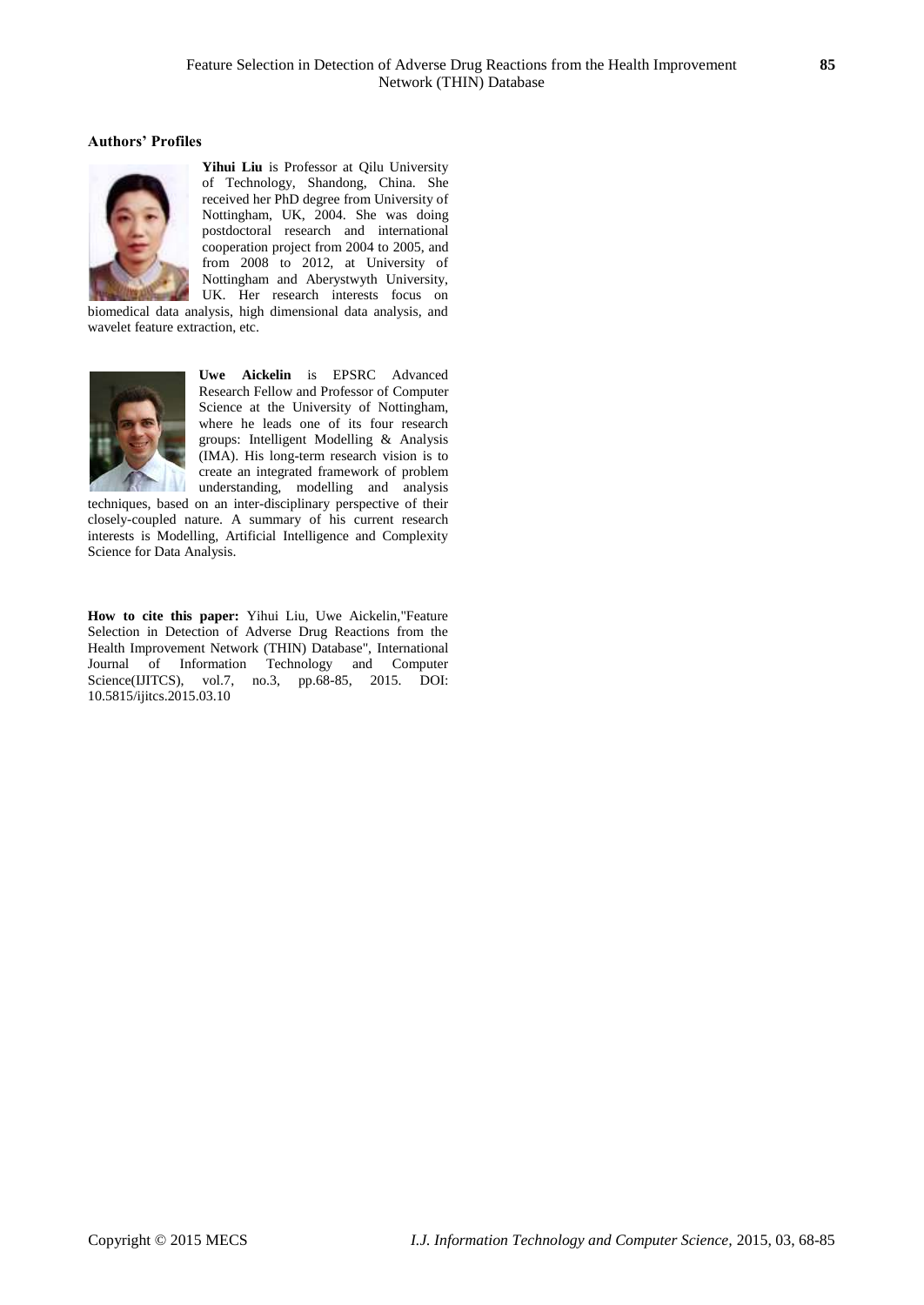**Authors' Profiles**

**Yihui Liu** is Professor at Qilu University of Technology, Shandong, China. She received her PhD degree from University of Nottingham, UK, 2004. She was doing postdoctoral research and international cooperation project from 2004 to 2005, and from 2008 to 2012, at University of Nottingham and Aberystwyth University, UK. Her research interests focus on biomedical data analysis, high dimensional data analysis, and wavelet feature extraction, etc.

**Uwe Aickelin** is EPSRC Advanced Research Fellow and Professor of Computer Science at the University of Nottingham, where he leads one of its four research groups: Intelligent Modelling & Analysis (IMA). His long-term research vision is to create an integrated framework of problem understanding, modelling and analysis techniques, based on an inter-disciplinary perspective of their closely-coupled nature. A summary of his current research interests is Modelling, Artificial Intelligence and Complexity Science for Data Analysis.

**How to cite this paper:** Yihui Liu, Uwe Aickelin,"Feature Selection in Detection of Adverse Drug Reactions from the Health Improvement Network (THIN) Database", International Journal of Information Technology and Computer Science(IJITCS), vol.7, no.3, pp.68-85, 2015. DOI: 10.5815/ijitcs.2015.03.10